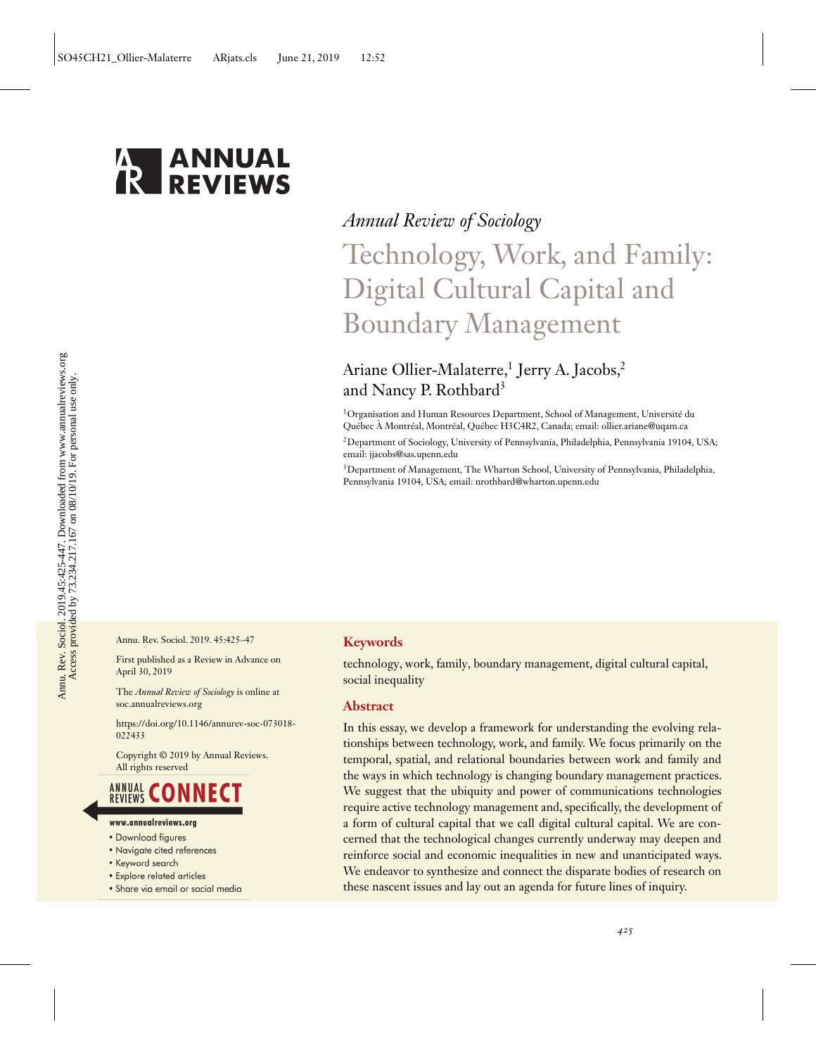*Annual Review of Sociology*

# Technology, Work, and Family: Digital Cultural Capital and Boundary Management

Ariane Ollier-Malaterre,[1] Jerry A. Jacobs,[2] and Nancy P. Rothbard[3]

[1]Organisation and Human Resources Department, School of Management, Université du Québec À Montréal, Montréal, Québec H3C4R2, Canada; email: ollier.ariane@uqam.ca

[2]Department of Sociology, University of Pennsylvania, Philadelphia, Pennsylvania 19104, USA; email: jjacobs@sas.upenn.edu

[3]Department of Management, The Wharton School, University of Pennsylvania, Philadelphia, Pennsylvania 19104, USA; email: nrothbard@wharton.upenn.edu

Annu. Rev. Sociol. 2019. 45:425–47

First published as a Review in Advance on April 30, 2019

The *Annual Review of Sociology* is online at soc.annualreviews.org

https://doi.org/10.1146/annurev-soc-073018-022433

Copyright © 2019 by Annual Reviews. All rights reserved

## Keywords

technology, work, family, boundary management, digital cultural capital, social inequality

## Abstract

In this essay, we develop a framework for understanding the evolving relationships between technology, work, and family. We focus primarily on the temporal, spatial, and relational boundaries between work and family and the ways in which technology is changing boundary management practices. We suggest that the ubiquity and power of communications technologies require active technology management and, specifically, the development of a form of cultural capital that we call digital cultural capital. We are concerned that the technological changes currently underway may deepen and reinforce social and economic inequalities in new and unanticipated ways. We endeavor to synthesize and connect the disparate bodies of research on these nascent issues and lay out an agenda for future lines of inquiry.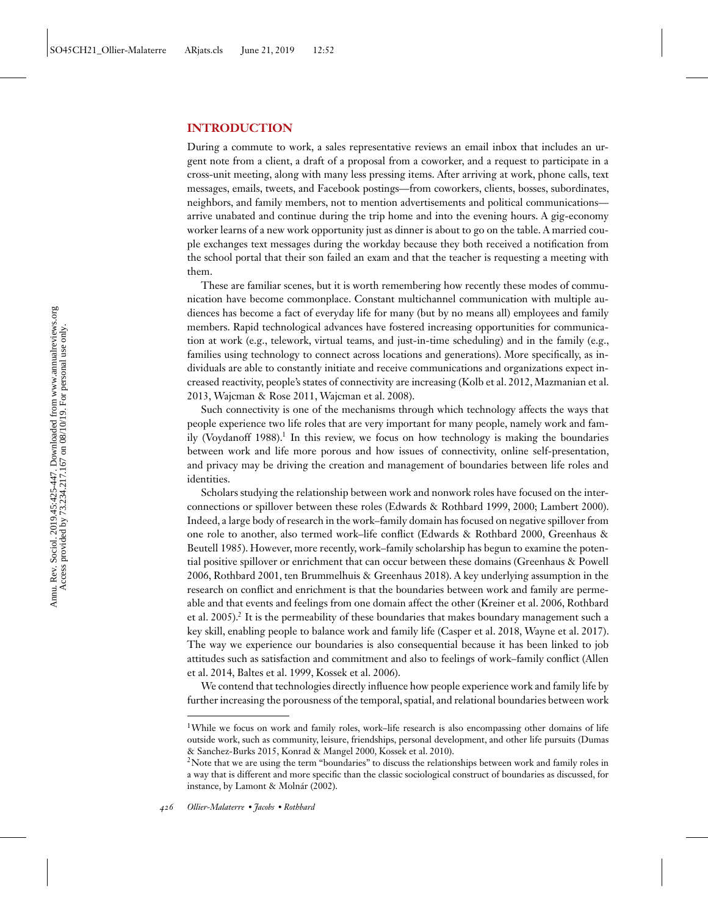## INTRODUCTION

During a commute to work, a sales representative reviews an email inbox that includes an urgent note from a client, a draft of a proposal from a coworker, and a request to participate in a cross-unit meeting, along with many less pressing items. After arriving at work, phone calls, text messages, emails, tweets, and Facebook postings—from coworkers, clients, bosses, subordinates, neighbors, and family members, not to mention advertisements and political communications—arrive unabated and continue during the trip home and into the evening hours. A gig-economy worker learns of a new work opportunity just as dinner is about to go on the table. A married couple exchanges text messages during the workday because they both received a notification from the school portal that their son failed an exam and that the teacher is requesting a meeting with them.

These are familiar scenes, but it is worth remembering how recently these modes of communication have become commonplace. Constant multichannel communication with multiple audiences has become a fact of everyday life for many (but by no means all) employees and family members. Rapid technological advances have fostered increasing opportunities for communication at work (e.g., telework, virtual teams, and just-in-time scheduling) and in the family (e.g., families using technology to connect across locations and generations). More specifically, as individuals are able to constantly initiate and receive communications and organizations expect increased reactivity, people's states of connectivity are increasing (Kolb et al. 2012, Mazmanian et al. 2013, Wajcman & Rose 2011, Wajcman et al. 2008).

Such connectivity is one of the mechanisms through which technology affects the ways that people experience two life roles that are very important for many people, namely work and family (Voydanoff 1988).[1] In this review, we focus on how technology is making the boundaries between work and life more porous and how issues of connectivity, online self-presentation, and privacy may be driving the creation and management of boundaries between life roles and identities.

Scholars studying the relationship between work and nonwork roles have focused on the interconnections or spillover between these roles (Edwards & Rothbard 1999, 2000; Lambert 2000). Indeed, a large body of research in the work–family domain has focused on negative spillover from one role to another, also termed work–life conflict (Edwards & Rothbard 2000, Greenhaus & Beutell 1985). However, more recently, work–family scholarship has begun to examine the potential positive spillover or enrichment that can occur between these domains (Greenhaus & Powell 2006, Rothbard 2001, ten Brummelhuis & Greenhaus 2018). A key underlying assumption in the research on conflict and enrichment is that the boundaries between work and family are permeable and that events and feelings from one domain affect the other (Kreiner et al. 2006, Rothbard et al. 2005).[2] It is the permeability of these boundaries that makes boundary management such a key skill, enabling people to balance work and family life (Casper et al. 2018, Wayne et al. 2017). The way we experience our boundaries is also consequential because it has been linked to job attitudes such as satisfaction and commitment and also to feelings of work–family conflict (Allen et al. 2014, Baltes et al. 1999, Kossek et al. 2006).

We contend that technologies directly influence how people experience work and family life by further increasing the porousness of the temporal, spatial, and relational boundaries between work

[1] While we focus on work and family roles, work–life research is also encompassing other domains of life outside work, such as community, leisure, friendships, personal development, and other life pursuits (Dumas & Sanchez-Burks 2015, Konrad & Mangel 2000, Kossek et al. 2010).

[2] Note that we are using the term "boundaries" to discuss the relationships between work and family roles in a way that is different and more specific than the classic sociological construct of boundaries as discussed, for instance, by Lamont & Molnár (2002).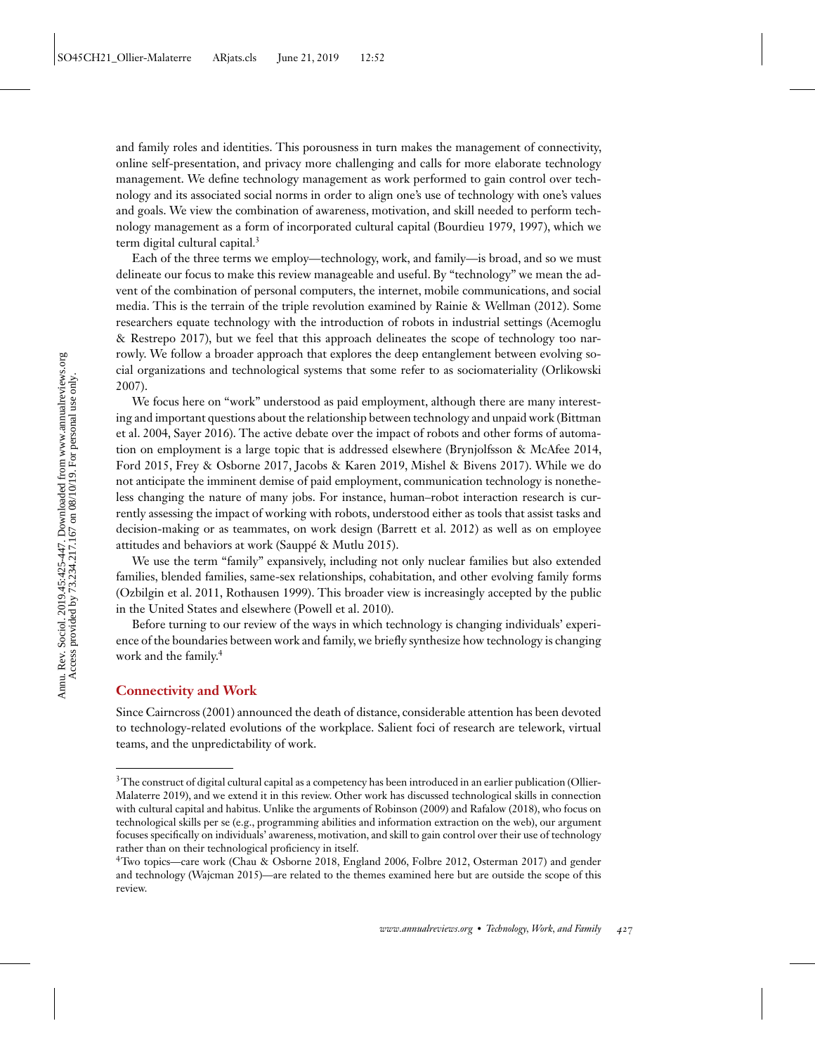and family roles and identities. This porousness in turn makes the management of connectivity, online self-presentation, and privacy more challenging and calls for more elaborate technology management. We define technology management as work performed to gain control over technology and its associated social norms in order to align one's use of technology with one's values and goals. We view the combination of awareness, motivation, and skill needed to perform technology management as a form of incorporated cultural capital (Bourdieu 1979, 1997), which we term digital cultural capital.[3]

Each of the three terms we employ—technology, work, and family—is broad, and so we must delineate our focus to make this review manageable and useful. By "technology" we mean the advent of the combination of personal computers, the internet, mobile communications, and social media. This is the terrain of the triple revolution examined by Rainie & Wellman (2012). Some researchers equate technology with the introduction of robots in industrial settings (Acemoglu & Restrepo 2017), but we feel that this approach delineates the scope of technology too narrowly. We follow a broader approach that explores the deep entanglement between evolving social organizations and technological systems that some refer to as sociomateriality (Orlikowski 2007).

We focus here on "work" understood as paid employment, although there are many interesting and important questions about the relationship between technology and unpaid work (Bittman et al. 2004, Sayer 2016). The active debate over the impact of robots and other forms of automation on employment is a large topic that is addressed elsewhere (Brynjolfsson & McAfee 2014, Ford 2015, Frey & Osborne 2017, Jacobs & Karen 2019, Mishel & Bivens 2017). While we do not anticipate the imminent demise of paid employment, communication technology is nonetheless changing the nature of many jobs. For instance, human–robot interaction research is currently assessing the impact of working with robots, understood either as tools that assist tasks and decision-making or as teammates, on work design (Barrett et al. 2012) as well as on employee attitudes and behaviors at work (Sauppé & Mutlu 2015).

We use the term "family" expansively, including not only nuclear families but also extended families, blended families, same-sex relationships, cohabitation, and other evolving family forms (Ozbilgin et al. 2011, Rothausen 1999). This broader view is increasingly accepted by the public in the United States and elsewhere (Powell et al. 2010).

Before turning to our review of the ways in which technology is changing individuals' experience of the boundaries between work and family, we briefly synthesize how technology is changing work and the family.[4]

## Connectivity and Work

Since Cairncross (2001) announced the death of distance, considerable attention has been devoted to technology-related evolutions of the workplace. Salient foci of research are telework, virtual teams, and the unpredictability of work.

---

[3] The construct of digital cultural capital as a competency has been introduced in an earlier publication (Ollier-Malaterre 2019), and we extend it in this review. Other work has discussed technological skills in connection with cultural capital and habitus. Unlike the arguments of Robinson (2009) and Rafalow (2018), who focus on technological skills per se (e.g., programming abilities and information extraction on the web), our argument focuses specifically on individuals' awareness, motivation, and skill to gain control over their use of technology rather than on their technological proficiency in itself.

[4] Two topics—care work (Chau & Osborne 2018, England 2006, Folbre 2012, Osterman 2017) and gender and technology (Wajcman 2015)—are related to the themes examined here but are outside the scope of this review.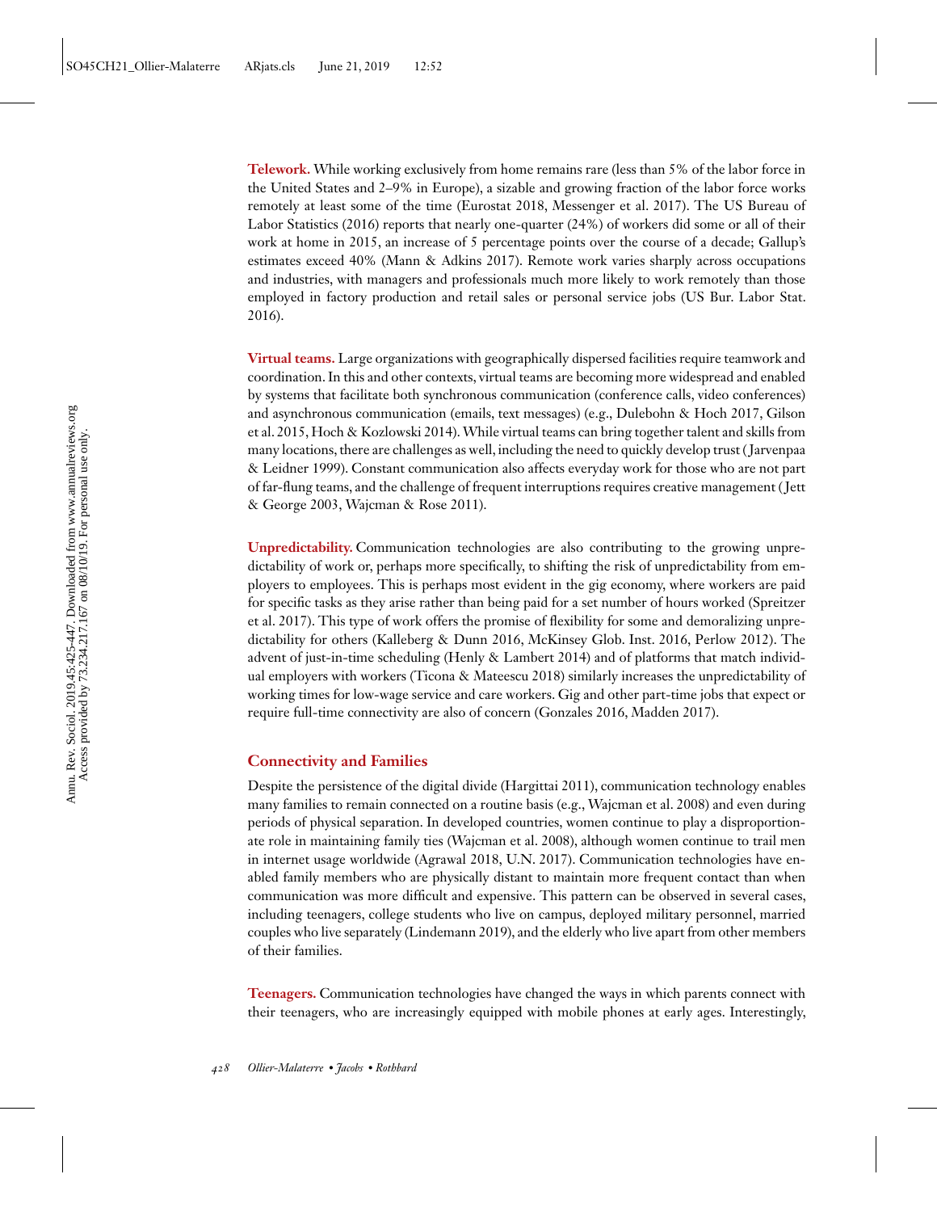**Telework.** While working exclusively from home remains rare (less than 5% of the labor force in the United States and 2–9% in Europe), a sizable and growing fraction of the labor force works remotely at least some of the time (Eurostat 2018, Messenger et al. 2017). The US Bureau of Labor Statistics (2016) reports that nearly one-quarter (24%) of workers did some or all of their work at home in 2015, an increase of 5 percentage points over the course of a decade; Gallup's estimates exceed 40% (Mann & Adkins 2017). Remote work varies sharply across occupations and industries, with managers and professionals much more likely to work remotely than those employed in factory production and retail sales or personal service jobs (US Bur. Labor Stat. 2016).

**Virtual teams.** Large organizations with geographically dispersed facilities require teamwork and coordination. In this and other contexts, virtual teams are becoming more widespread and enabled by systems that facilitate both synchronous communication (conference calls, video conferences) and asynchronous communication (emails, text messages) (e.g., Dulebohn & Hoch 2017, Gilson et al. 2015, Hoch & Kozlowski 2014). While virtual teams can bring together talent and skills from many locations, there are challenges as well, including the need to quickly develop trust (Jarvenpaa & Leidner 1999). Constant communication also affects everyday work for those who are not part of far-flung teams, and the challenge of frequent interruptions requires creative management (Jett & George 2003, Wajcman & Rose 2011).

**Unpredictability.** Communication technologies are also contributing to the growing unpredictability of work or, perhaps more specifically, to shifting the risk of unpredictability from employers to employees. This is perhaps most evident in the gig economy, where workers are paid for specific tasks as they arise rather than being paid for a set number of hours worked (Spreitzer et al. 2017). This type of work offers the promise of flexibility for some and demoralizing unpredictability for others (Kalleberg & Dunn 2016, McKinsey Glob. Inst. 2016, Perlow 2012). The advent of just-in-time scheduling (Henly & Lambert 2014) and of platforms that match individual employers with workers (Ticona & Mateescu 2018) similarly increases the unpredictability of working times for low-wage service and care workers. Gig and other part-time jobs that expect or require full-time connectivity are also of concern (Gonzales 2016, Madden 2017).

## Connectivity and Families

Despite the persistence of the digital divide (Hargittai 2011), communication technology enables many families to remain connected on a routine basis (e.g., Wajcman et al. 2008) and even during periods of physical separation. In developed countries, women continue to play a disproportionate role in maintaining family ties (Wajcman et al. 2008), although women continue to trail men in internet usage worldwide (Agrawal 2018, U.N. 2017). Communication technologies have enabled family members who are physically distant to maintain more frequent contact than when communication was more difficult and expensive. This pattern can be observed in several cases, including teenagers, college students who live on campus, deployed military personnel, married couples who live separately (Lindemann 2019), and the elderly who live apart from other members of their families.

**Teenagers.** Communication technologies have changed the ways in which parents connect with their teenagers, who are increasingly equipped with mobile phones at early ages. Interestingly,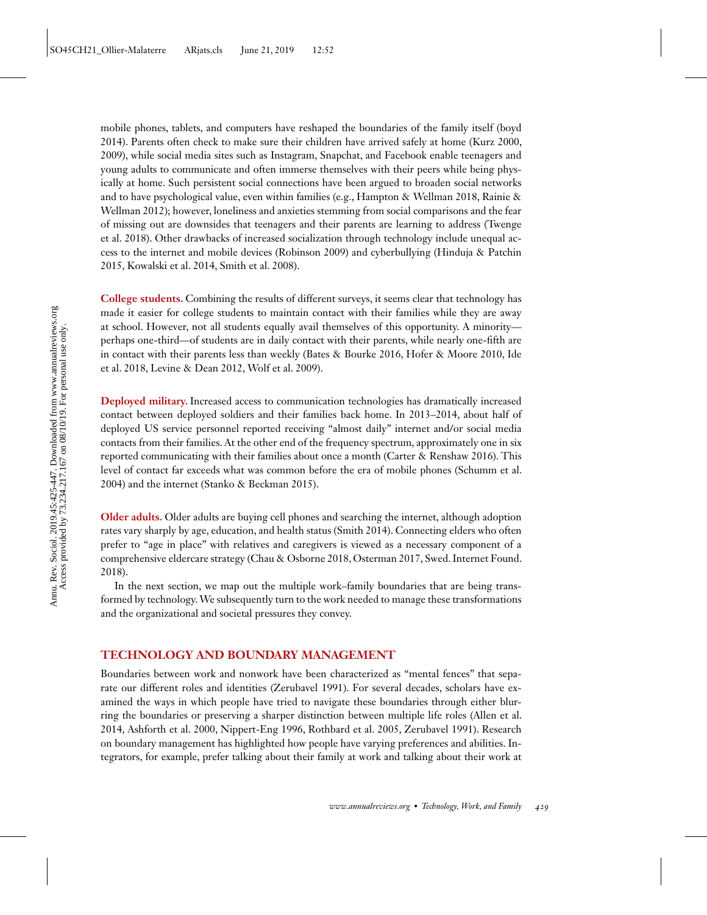mobile phones, tablets, and computers have reshaped the boundaries of the family itself (boyd 2014). Parents often check to make sure their children have arrived safely at home (Kurz 2000, 2009), while social media sites such as Instagram, Snapchat, and Facebook enable teenagers and young adults to communicate and often immerse themselves with their peers while being physically at home. Such persistent social connections have been argued to broaden social networks and to have psychological value, even within families (e.g., Hampton & Wellman 2018, Rainie & Wellman 2012); however, loneliness and anxieties stemming from social comparisons and the fear of missing out are downsides that teenagers and their parents are learning to address (Twenge et al. 2018). Other drawbacks of increased socialization through technology include unequal access to the internet and mobile devices (Robinson 2009) and cyberbullying (Hinduja & Patchin 2015, Kowalski et al. 2014, Smith et al. 2008).

**College students.** Combining the results of different surveys, it seems clear that technology has made it easier for college students to maintain contact with their families while they are away at school. However, not all students equally avail themselves of this opportunity. A minority—perhaps one-third—of students are in daily contact with their parents, while nearly one-fifth are in contact with their parents less than weekly (Bates & Bourke 2016, Hofer & Moore 2010, Ide et al. 2018, Levine & Dean 2012, Wolf et al. 2009).

**Deployed military.** Increased access to communication technologies has dramatically increased contact between deployed soldiers and their families back home. In 2013–2014, about half of deployed US service personnel reported receiving "almost daily" internet and/or social media contacts from their families. At the other end of the frequency spectrum, approximately one in six reported communicating with their families about once a month (Carter & Renshaw 2016). This level of contact far exceeds what was common before the era of mobile phones (Schumm et al. 2004) and the internet (Stanko & Beckman 2015).

**Older adults.** Older adults are buying cell phones and searching the internet, although adoption rates vary sharply by age, education, and health status (Smith 2014). Connecting elders who often prefer to "age in place" with relatives and caregivers is viewed as a necessary component of a comprehensive eldercare strategy (Chau & Osborne 2018, Osterman 2017, Swed. Internet Found. 2018).

In the next section, we map out the multiple work–family boundaries that are being transformed by technology. We subsequently turn to the work needed to manage these transformations and the organizational and societal pressures they convey.

## TECHNOLOGY AND BOUNDARY MANAGEMENT

Boundaries between work and nonwork have been characterized as "mental fences" that separate our different roles and identities (Zerubavel 1991). For several decades, scholars have examined the ways in which people have tried to navigate these boundaries through either blurring the boundaries or preserving a sharper distinction between multiple life roles (Allen et al. 2014, Ashforth et al. 2000, Nippert-Eng 1996, Rothbard et al. 2005, Zerubavel 1991). Research on boundary management has highlighted how people have varying preferences and abilities. Integrators, for example, prefer talking about their family at work and talking about their work at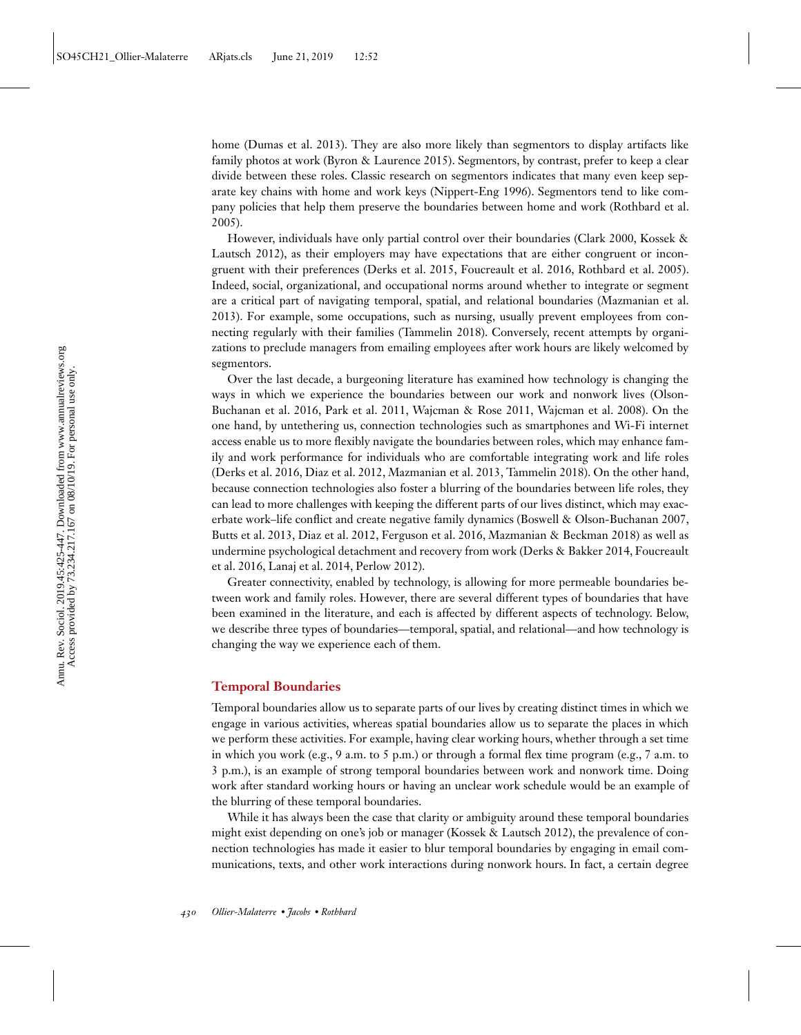home (Dumas et al. 2013). They are also more likely than segmentors to display artifacts like family photos at work (Byron & Laurence 2015). Segmentors, by contrast, prefer to keep a clear divide between these roles. Classic research on segmentors indicates that many even keep separate key chains with home and work keys (Nippert-Eng 1996). Segmentors tend to like company policies that help them preserve the boundaries between home and work (Rothbard et al. 2005).

However, individuals have only partial control over their boundaries (Clark 2000, Kossek & Lautsch 2012), as their employers may have expectations that are either congruent or incongruent with their preferences (Derks et al. 2015, Foucreault et al. 2016, Rothbard et al. 2005). Indeed, social, organizational, and occupational norms around whether to integrate or segment are a critical part of navigating temporal, spatial, and relational boundaries (Mazmanian et al. 2013). For example, some occupations, such as nursing, usually prevent employees from connecting regularly with their families (Tammelin 2018). Conversely, recent attempts by organizations to preclude managers from emailing employees after work hours are likely welcomed by segmentors.

Over the last decade, a burgeoning literature has examined how technology is changing the ways in which we experience the boundaries between our work and nonwork lives (Olson-Buchanan et al. 2016, Park et al. 2011, Wajcman & Rose 2011, Wajcman et al. 2008). On the one hand, by untethering us, connection technologies such as smartphones and Wi-Fi internet access enable us to more flexibly navigate the boundaries between roles, which may enhance family and work performance for individuals who are comfortable integrating work and life roles (Derks et al. 2016, Diaz et al. 2012, Mazmanian et al. 2013, Tammelin 2018). On the other hand, because connection technologies also foster a blurring of the boundaries between life roles, they can lead to more challenges with keeping the different parts of our lives distinct, which may exacerbate work–life conflict and create negative family dynamics (Boswell & Olson-Buchanan 2007, Butts et al. 2013, Diaz et al. 2012, Ferguson et al. 2016, Mazmanian & Beckman 2018) as well as undermine psychological detachment and recovery from work (Derks & Bakker 2014, Foucreault et al. 2016, Lanaj et al. 2014, Perlow 2012).

Greater connectivity, enabled by technology, is allowing for more permeable boundaries between work and family roles. However, there are several different types of boundaries that have been examined in the literature, and each is affected by different aspects of technology. Below, we describe three types of boundaries—temporal, spatial, and relational—and how technology is changing the way we experience each of them.

## Temporal Boundaries

Temporal boundaries allow us to separate parts of our lives by creating distinct times in which we engage in various activities, whereas spatial boundaries allow us to separate the places in which we perform these activities. For example, having clear working hours, whether through a set time in which you work (e.g., 9 a.m. to 5 p.m.) or through a formal flex time program (e.g., 7 a.m. to 3 p.m.), is an example of strong temporal boundaries between work and nonwork time. Doing work after standard working hours or having an unclear work schedule would be an example of the blurring of these temporal boundaries.

While it has always been the case that clarity or ambiguity around these temporal boundaries might exist depending on one's job or manager (Kossek & Lautsch 2012), the prevalence of connection technologies has made it easier to blur temporal boundaries by engaging in email communications, texts, and other work interactions during nonwork hours. In fact, a certain degree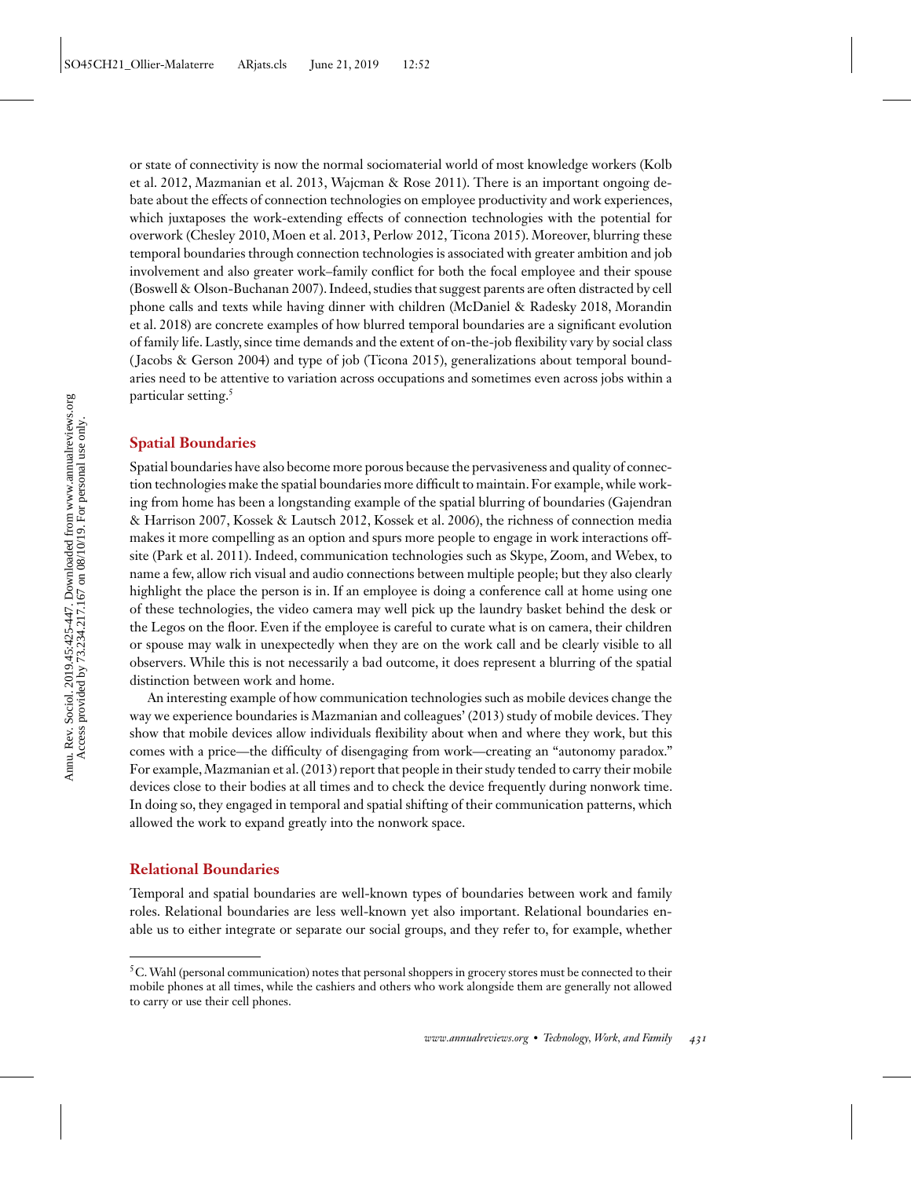or state of connectivity is now the normal sociomaterial world of most knowledge workers (Kolb et al. 2012, Mazmanian et al. 2013, Wajcman & Rose 2011). There is an important ongoing debate about the effects of connection technologies on employee productivity and work experiences, which juxtaposes the work-extending effects of connection technologies with the potential for overwork (Chesley 2010, Moen et al. 2013, Perlow 2012, Ticona 2015). Moreover, blurring these temporal boundaries through connection technologies is associated with greater ambition and job involvement and also greater work–family conflict for both the focal employee and their spouse (Boswell & Olson-Buchanan 2007). Indeed, studies that suggest parents are often distracted by cell phone calls and texts while having dinner with children (McDaniel & Radesky 2018, Morandin et al. 2018) are concrete examples of how blurred temporal boundaries are a significant evolution of family life. Lastly, since time demands and the extent of on-the-job flexibility vary by social class (Jacobs & Gerson 2004) and type of job (Ticona 2015), generalizations about temporal boundaries need to be attentive to variation across occupations and sometimes even across jobs within a particular setting.[5]

## Spatial Boundaries

Spatial boundaries have also become more porous because the pervasiveness and quality of connection technologies make the spatial boundaries more difficult to maintain. For example, while working from home has been a longstanding example of the spatial blurring of boundaries (Gajendran & Harrison 2007, Kossek & Lautsch 2012, Kossek et al. 2006), the richness of connection media makes it more compelling as an option and spurs more people to engage in work interactions offsite (Park et al. 2011). Indeed, communication technologies such as Skype, Zoom, and Webex, to name a few, allow rich visual and audio connections between multiple people; but they also clearly highlight the place the person is in. If an employee is doing a conference call at home using one of these technologies, the video camera may well pick up the laundry basket behind the desk or the Legos on the floor. Even if the employee is careful to curate what is on camera, their children or spouse may walk in unexpectedly when they are on the work call and be clearly visible to all observers. While this is not necessarily a bad outcome, it does represent a blurring of the spatial distinction between work and home.

An interesting example of how communication technologies such as mobile devices change the way we experience boundaries is Mazmanian and colleagues' (2013) study of mobile devices. They show that mobile devices allow individuals flexibility about when and where they work, but this comes with a price—the difficulty of disengaging from work—creating an "autonomy paradox." For example, Mazmanian et al. (2013) report that people in their study tended to carry their mobile devices close to their bodies at all times and to check the device frequently during nonwork time. In doing so, they engaged in temporal and spatial shifting of their communication patterns, which allowed the work to expand greatly into the nonwork space.

## Relational Boundaries

Temporal and spatial boundaries are well-known types of boundaries between work and family roles. Relational boundaries are less well-known yet also important. Relational boundaries enable us to either integrate or separate our social groups, and they refer to, for example, whether

[5] C. Wahl (personal communication) notes that personal shoppers in grocery stores must be connected to their mobile phones at all times, while the cashiers and others who work alongside them are generally not allowed to carry or use their cell phones.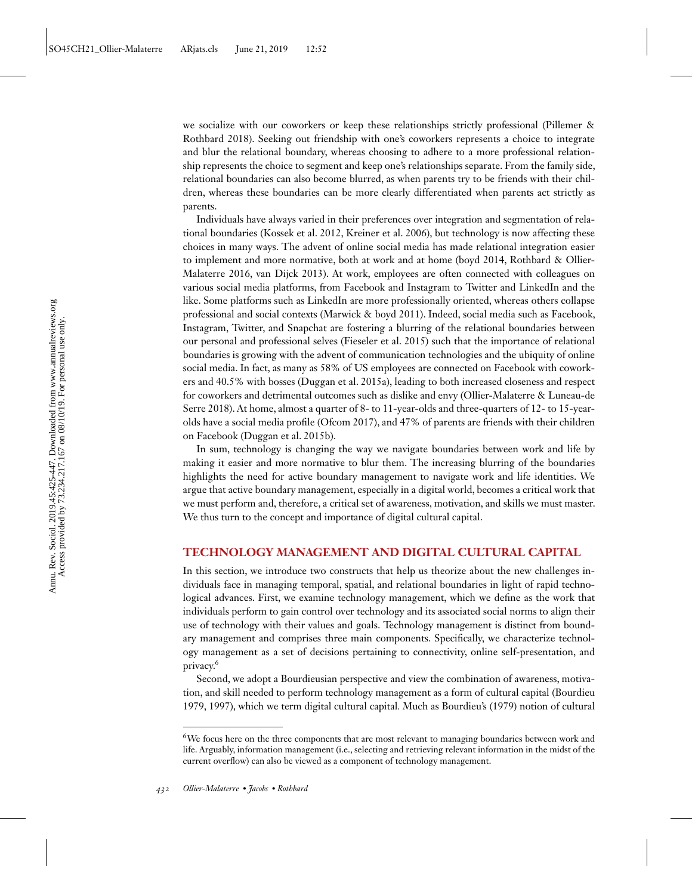we socialize with our coworkers or keep these relationships strictly professional (Pillemer & Rothbard 2018). Seeking out friendship with one's coworkers represents a choice to integrate and blur the relational boundary, whereas choosing to adhere to a more professional relationship represents the choice to segment and keep one's relationships separate. From the family side, relational boundaries can also become blurred, as when parents try to be friends with their children, whereas these boundaries can be more clearly differentiated when parents act strictly as parents.

Individuals have always varied in their preferences over integration and segmentation of relational boundaries (Kossek et al. 2012, Kreiner et al. 2006), but technology is now affecting these choices in many ways. The advent of online social media has made relational integration easier to implement and more normative, both at work and at home (boyd 2014, Rothbard & Ollier-Malaterre 2016, van Dijck 2013). At work, employees are often connected with colleagues on various social media platforms, from Facebook and Instagram to Twitter and LinkedIn and the like. Some platforms such as LinkedIn are more professionally oriented, whereas others collapse professional and social contexts (Marwick & boyd 2011). Indeed, social media such as Facebook, Instagram, Twitter, and Snapchat are fostering a blurring of the relational boundaries between our personal and professional selves (Fieseler et al. 2015) such that the importance of relational boundaries is growing with the advent of communication technologies and the ubiquity of online social media. In fact, as many as 58% of US employees are connected on Facebook with coworkers and 40.5% with bosses (Duggan et al. 2015a), leading to both increased closeness and respect for coworkers and detrimental outcomes such as dislike and envy (Ollier-Malaterre & Luneau-de Serre 2018). At home, almost a quarter of 8- to 11-year-olds and three-quarters of 12- to 15-year-olds have a social media profile (Ofcom 2017), and 47% of parents are friends with their children on Facebook (Duggan et al. 2015b).

In sum, technology is changing the way we navigate boundaries between work and life by making it easier and more normative to blur them. The increasing blurring of the boundaries highlights the need for active boundary management to navigate work and life identities. We argue that active boundary management, especially in a digital world, becomes a critical work that we must perform and, therefore, a critical set of awareness, motivation, and skills we must master. We thus turn to the concept and importance of digital cultural capital.

## TECHNOLOGY MANAGEMENT AND DIGITAL CULTURAL CAPITAL

In this section, we introduce two constructs that help us theorize about the new challenges individuals face in managing temporal, spatial, and relational boundaries in light of rapid technological advances. First, we examine technology management, which we define as the work that individuals perform to gain control over technology and its associated social norms to align their use of technology with their values and goals. Technology management is distinct from boundary management and comprises three main components. Specifically, we characterize technology management as a set of decisions pertaining to connectivity, online self-presentation, and privacy.[6]

Second, we adopt a Bourdieusian perspective and view the combination of awareness, motivation, and skill needed to perform technology management as a form of cultural capital (Bourdieu 1979, 1997), which we term digital cultural capital. Much as Bourdieu's (1979) notion of cultural

[6]We focus here on the three components that are most relevant to managing boundaries between work and life. Arguably, information management (i.e., selecting and retrieving relevant information in the midst of the current overflow) can also be viewed as a component of technology management.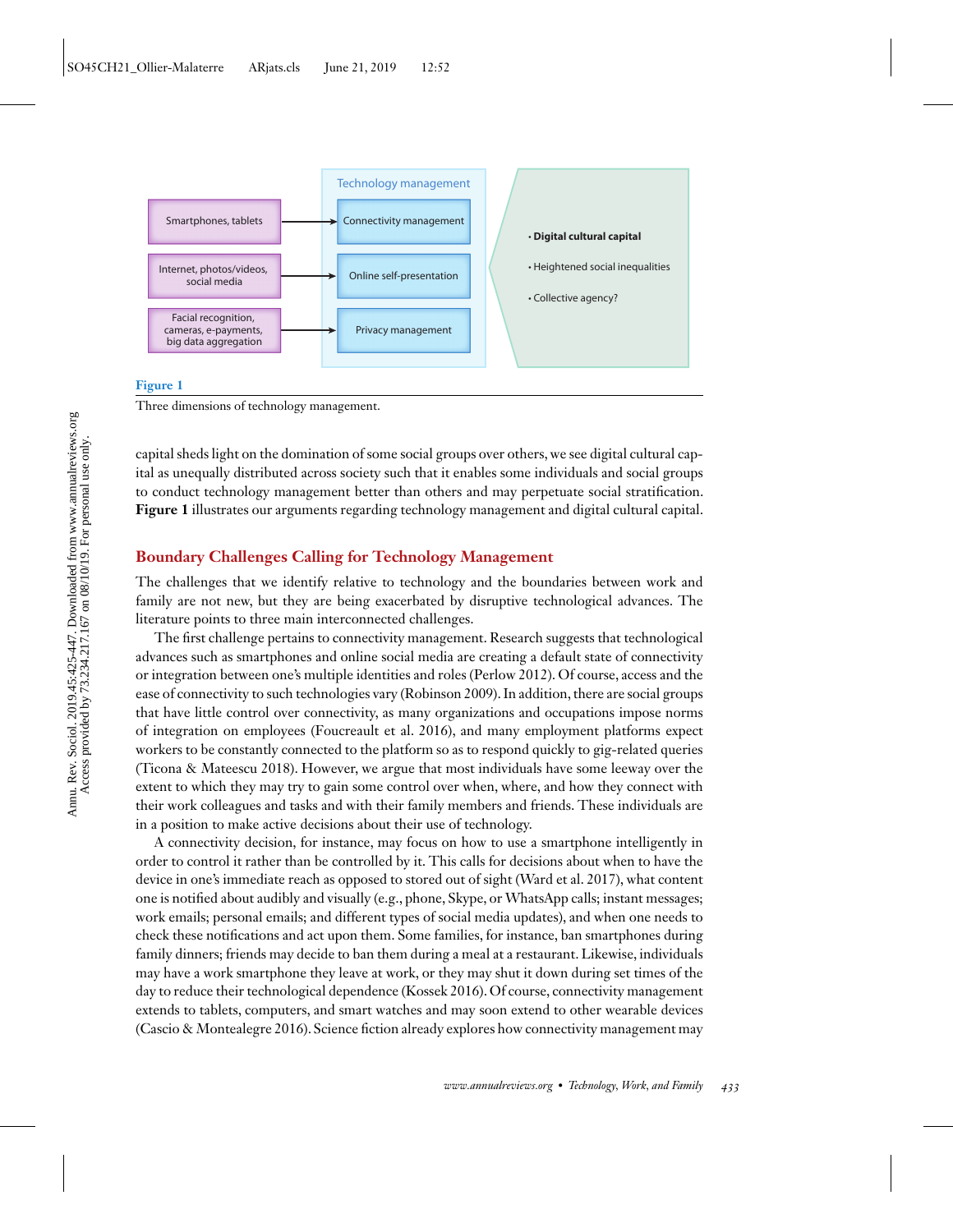| | Technology management | |
|---|---|---|
| Smartphones, tablets | → Connectivity management | • **Digital cultural capital** |
| Internet, photos/videos, social media | → Online self-presentation | • Heightened social inequalities |
| Facial recognition, cameras, e-payments, big data aggregation | → Privacy management | • Collective agency? |

**Figure 1**

Three dimensions of technology management.

capital sheds light on the domination of some social groups over others, we see digital cultural capital as unequally distributed across society such that it enables some individuals and social groups to conduct technology management better than others and may perpetuate social stratification. **Figure 1** illustrates our arguments regarding technology management and digital cultural capital.

## Boundary Challenges Calling for Technology Management

The challenges that we identify relative to technology and the boundaries between work and family are not new, but they are being exacerbated by disruptive technological advances. The literature points to three main interconnected challenges.

The first challenge pertains to connectivity management. Research suggests that technological advances such as smartphones and online social media are creating a default state of connectivity or integration between one's multiple identities and roles (Perlow 2012). Of course, access and the ease of connectivity to such technologies vary (Robinson 2009). In addition, there are social groups that have little control over connectivity, as many organizations and occupations impose norms of integration on employees (Foucreault et al. 2016), and many employment platforms expect workers to be constantly connected to the platform so as to respond quickly to gig-related queries (Ticona & Mateescu 2018). However, we argue that most individuals have some leeway over the extent to which they may try to gain some control over when, where, and how they connect with their work colleagues and tasks and with their family members and friends. These individuals are in a position to make active decisions about their use of technology.

A connectivity decision, for instance, may focus on how to use a smartphone intelligently in order to control it rather than be controlled by it. This calls for decisions about when to have the device in one's immediate reach as opposed to stored out of sight (Ward et al. 2017), what content one is notified about audibly and visually (e.g., phone, Skype, or WhatsApp calls; instant messages; work emails; personal emails; and different types of social media updates), and when one needs to check these notifications and act upon them. Some families, for instance, ban smartphones during family dinners; friends may decide to ban them during a meal at a restaurant. Likewise, individuals may have a work smartphone they leave at work, or they may shut it down during set times of the day to reduce their technological dependence (Kossek 2016). Of course, connectivity management extends to tablets, computers, and smart watches and may soon extend to other wearable devices (Cascio & Montealegre 2016). Science fiction already explores how connectivity management may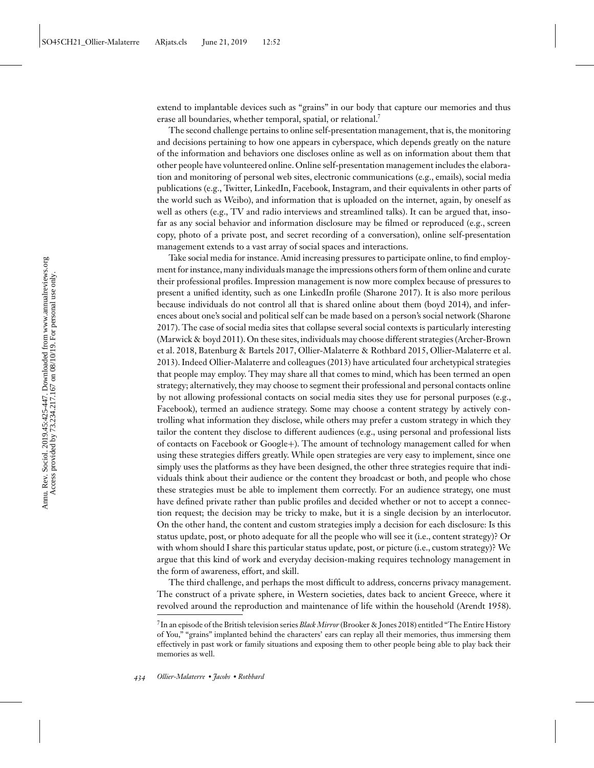extend to implantable devices such as "grains" in our body that capture our memories and thus erase all boundaries, whether temporal, spatial, or relational.[7]

The second challenge pertains to online self-presentation management, that is, the monitoring and decisions pertaining to how one appears in cyberspace, which depends greatly on the nature of the information and behaviors one discloses online as well as on information about them that other people have volunteered online. Online self-presentation management includes the elaboration and monitoring of personal web sites, electronic communications (e.g., emails), social media publications (e.g., Twitter, LinkedIn, Facebook, Instagram, and their equivalents in other parts of the world such as Weibo), and information that is uploaded on the internet, again, by oneself as well as others (e.g., TV and radio interviews and streamlined talks). It can be argued that, insofar as any social behavior and information disclosure may be filmed or reproduced (e.g., screen copy, photo of a private post, and secret recording of a conversation), online self-presentation management extends to a vast array of social spaces and interactions.

Take social media for instance. Amid increasing pressures to participate online, to find employment for instance, many individuals manage the impressions others form of them online and curate their professional profiles. Impression management is now more complex because of pressures to present a unified identity, such as one LinkedIn profile (Sharone 2017). It is also more perilous because individuals do not control all that is shared online about them (boyd 2014), and inferences about one's social and political self can be made based on a person's social network (Sharone 2017). The case of social media sites that collapse several social contexts is particularly interesting (Marwick & boyd 2011). On these sites, individuals may choose different strategies (Archer-Brown et al. 2018, Batenburg & Bartels 2017, Ollier-Malaterre & Rothbard 2015, Ollier-Malaterre et al. 2013). Indeed Ollier-Malaterre and colleagues (2013) have articulated four archetypical strategies that people may employ. They may share all that comes to mind, which has been termed an open strategy; alternatively, they may choose to segment their professional and personal contacts online by not allowing professional contacts on social media sites they use for personal purposes (e.g., Facebook), termed an audience strategy. Some may choose a content strategy by actively controlling what information they disclose, while others may prefer a custom strategy in which they tailor the content they disclose to different audiences (e.g., using personal and professional lists of contacts on Facebook or Google+). The amount of technology management called for when using these strategies differs greatly. While open strategies are very easy to implement, since one simply uses the platforms as they have been designed, the other three strategies require that individuals think about their audience or the content they broadcast or both, and people who chose these strategies must be able to implement them correctly. For an audience strategy, one must have defined private rather than public profiles and decided whether or not to accept a connection request; the decision may be tricky to make, but it is a single decision by an interlocutor. On the other hand, the content and custom strategies imply a decision for each disclosure: Is this status update, post, or photo adequate for all the people who will see it (i.e., content strategy)? Or with whom should I share this particular status update, post, or picture (i.e., custom strategy)? We argue that this kind of work and everyday decision-making requires technology management in the form of awareness, effort, and skill.

The third challenge, and perhaps the most difficult to address, concerns privacy management. The construct of a private sphere, in Western societies, dates back to ancient Greece, where it revolved around the reproduction and maintenance of life within the household (Arendt 1958).

[7] In an episode of the British television series *Black Mirror* (Brooker & Jones 2018) entitled "The Entire History of You," "grains" implanted behind the characters' ears can replay all their memories, thus immersing them effectively in past work or family situations and exposing them to other people being able to play back their memories as well.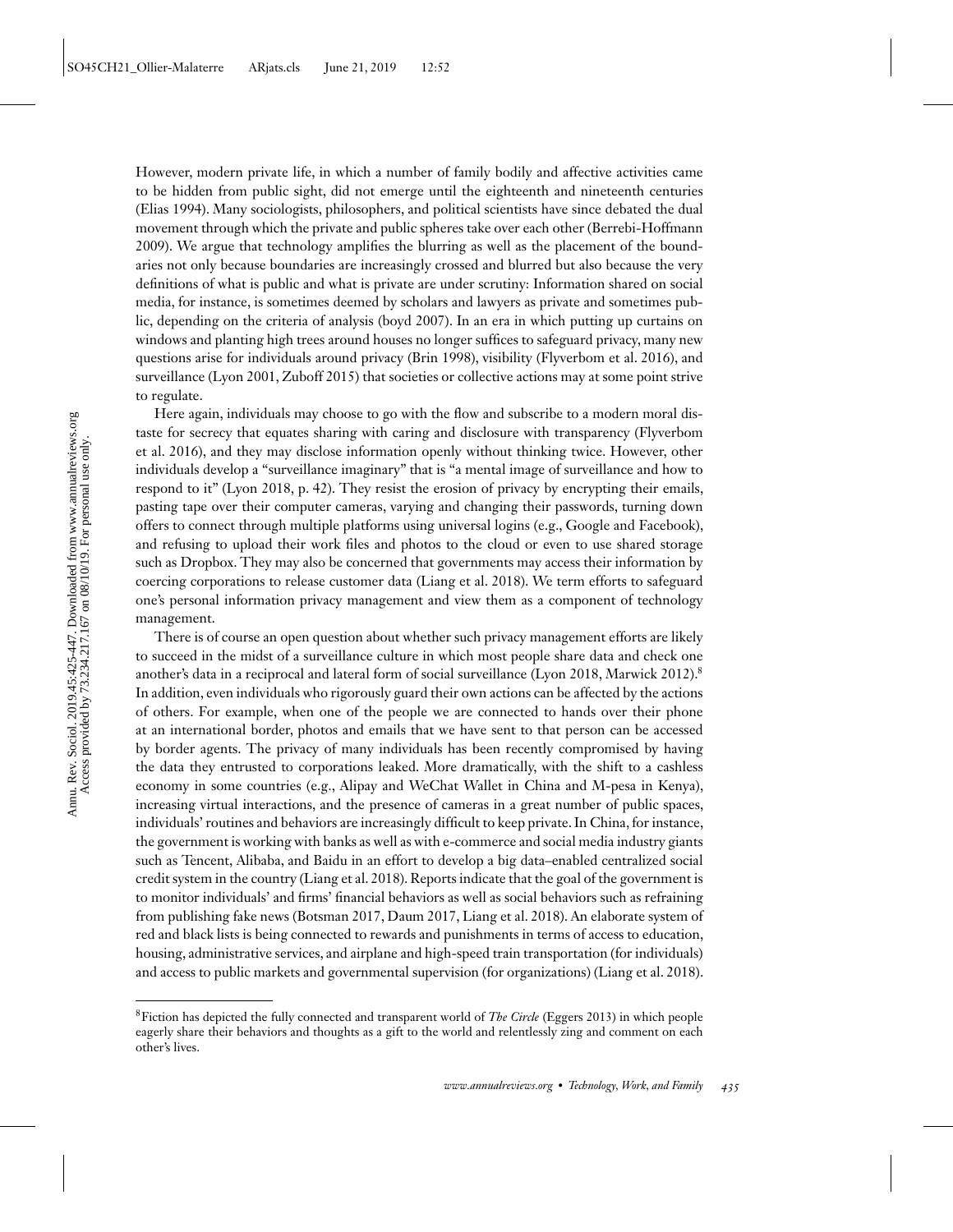However, modern private life, in which a number of family bodily and affective activities came to be hidden from public sight, did not emerge until the eighteenth and nineteenth centuries (Elias 1994). Many sociologists, philosophers, and political scientists have since debated the dual movement through which the private and public spheres take over each other (Berrebi-Hoffmann 2009). We argue that technology amplifies the blurring as well as the placement of the boundaries not only because boundaries are increasingly crossed and blurred but also because the very definitions of what is public and what is private are under scrutiny: Information shared on social media, for instance, is sometimes deemed by scholars and lawyers as private and sometimes public, depending on the criteria of analysis (boyd 2007). In an era in which putting up curtains on windows and planting high trees around houses no longer suffices to safeguard privacy, many new questions arise for individuals around privacy (Brin 1998), visibility (Flyverbom et al. 2016), and surveillance (Lyon 2001, Zuboff 2015) that societies or collective actions may at some point strive to regulate.

Here again, individuals may choose to go with the flow and subscribe to a modern moral distaste for secrecy that equates sharing with caring and disclosure with transparency (Flyverbom et al. 2016), and they may disclose information openly without thinking twice. However, other individuals develop a "surveillance imaginary" that is "a mental image of surveillance and how to respond to it" (Lyon 2018, p. 42). They resist the erosion of privacy by encrypting their emails, pasting tape over their computer cameras, varying and changing their passwords, turning down offers to connect through multiple platforms using universal logins (e.g., Google and Facebook), and refusing to upload their work files and photos to the cloud or even to use shared storage such as Dropbox. They may also be concerned that governments may access their information by coercing corporations to release customer data (Liang et al. 2018). We term efforts to safeguard one's personal information privacy management and view them as a component of technology management.

There is of course an open question about whether such privacy management efforts are likely to succeed in the midst of a surveillance culture in which most people share data and check one another's data in a reciprocal and lateral form of social surveillance (Lyon 2018, Marwick 2012).[8] In addition, even individuals who rigorously guard their own actions can be affected by the actions of others. For example, when one of the people we are connected to hands over their phone at an international border, photos and emails that we have sent to that person can be accessed by border agents. The privacy of many individuals has been recently compromised by having the data they entrusted to corporations leaked. More dramatically, with the shift to a cashless economy in some countries (e.g., Alipay and WeChat Wallet in China and M-pesa in Kenya), increasing virtual interactions, and the presence of cameras in a great number of public spaces, individuals' routines and behaviors are increasingly difficult to keep private. In China, for instance, the government is working with banks as well as with e-commerce and social media industry giants such as Tencent, Alibaba, and Baidu in an effort to develop a big data–enabled centralized social credit system in the country (Liang et al. 2018). Reports indicate that the goal of the government is to monitor individuals' and firms' financial behaviors as well as social behaviors such as refraining from publishing fake news (Botsman 2017, Daum 2017, Liang et al. 2018). An elaborate system of red and black lists is being connected to rewards and punishments in terms of access to education, housing, administrative services, and airplane and high-speed train transportation (for individuals) and access to public markets and governmental supervision (for organizations) (Liang et al. 2018).

[8]Fiction has depicted the fully connected and transparent world of *The Circle* (Eggers 2013) in which people eagerly share their behaviors and thoughts as a gift to the world and relentlessly zing and comment on each other's lives.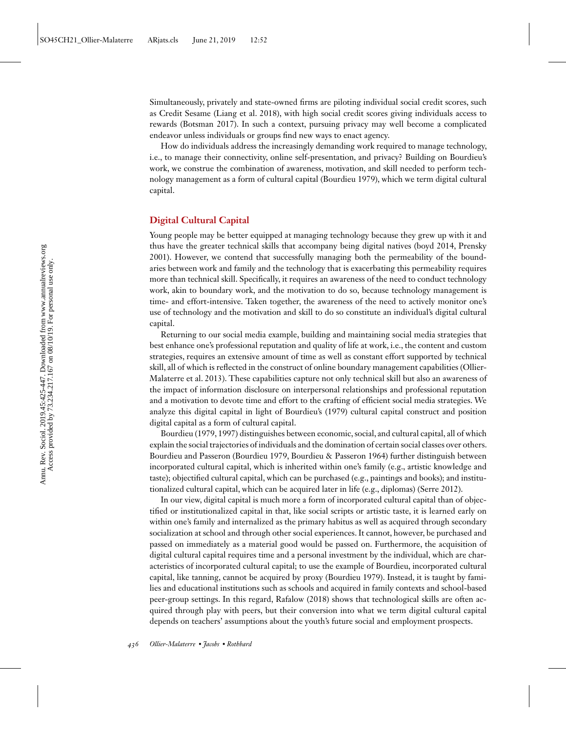Simultaneously, privately and state-owned firms are piloting individual social credit scores, such as Credit Sesame (Liang et al. 2018), with high social credit scores giving individuals access to rewards (Botsman 2017). In such a context, pursuing privacy may well become a complicated endeavor unless individuals or groups find new ways to enact agency.

How do individuals address the increasingly demanding work required to manage technology, i.e., to manage their connectivity, online self-presentation, and privacy? Building on Bourdieu's work, we construe the combination of awareness, motivation, and skill needed to perform technology management as a form of cultural capital (Bourdieu 1979), which we term digital cultural capital.

## Digital Cultural Capital

Young people may be better equipped at managing technology because they grew up with it and thus have the greater technical skills that accompany being digital natives (boyd 2014, Prensky 2001). However, we contend that successfully managing both the permeability of the boundaries between work and family and the technology that is exacerbating this permeability requires more than technical skill. Specifically, it requires an awareness of the need to conduct technology work, akin to boundary work, and the motivation to do so, because technology management is time- and effort-intensive. Taken together, the awareness of the need to actively monitor one's use of technology and the motivation and skill to do so constitute an individual's digital cultural capital.

Returning to our social media example, building and maintaining social media strategies that best enhance one's professional reputation and quality of life at work, i.e., the content and custom strategies, requires an extensive amount of time as well as constant effort supported by technical skill, all of which is reflected in the construct of online boundary management capabilities (Ollier-Malaterre et al. 2013). These capabilities capture not only technical skill but also an awareness of the impact of information disclosure on interpersonal relationships and professional reputation and a motivation to devote time and effort to the crafting of efficient social media strategies. We analyze this digital capital in light of Bourdieu's (1979) cultural capital construct and position digital capital as a form of cultural capital.

Bourdieu (1979, 1997) distinguishes between economic, social, and cultural capital, all of which explain the social trajectories of individuals and the domination of certain social classes over others. Bourdieu and Passeron (Bourdieu 1979, Bourdieu & Passeron 1964) further distinguish between incorporated cultural capital, which is inherited within one's family (e.g., artistic knowledge and taste); objectified cultural capital, which can be purchased (e.g., paintings and books); and institutionalized cultural capital, which can be acquired later in life (e.g., diplomas) (Serre 2012).

In our view, digital capital is much more a form of incorporated cultural capital than of objectified or institutionalized capital in that, like social scripts or artistic taste, it is learned early on within one's family and internalized as the primary habitus as well as acquired through secondary socialization at school and through other social experiences. It cannot, however, be purchased and passed on immediately as a material good would be passed on. Furthermore, the acquisition of digital cultural capital requires time and a personal investment by the individual, which are characteristics of incorporated cultural capital; to use the example of Bourdieu, incorporated cultural capital, like tanning, cannot be acquired by proxy (Bourdieu 1979). Instead, it is taught by families and educational institutions such as schools and acquired in family contexts and school-based peer-group settings. In this regard, Rafalow (2018) shows that technological skills are often acquired through play with peers, but their conversion into what we term digital cultural capital depends on teachers' assumptions about the youth's future social and employment prospects.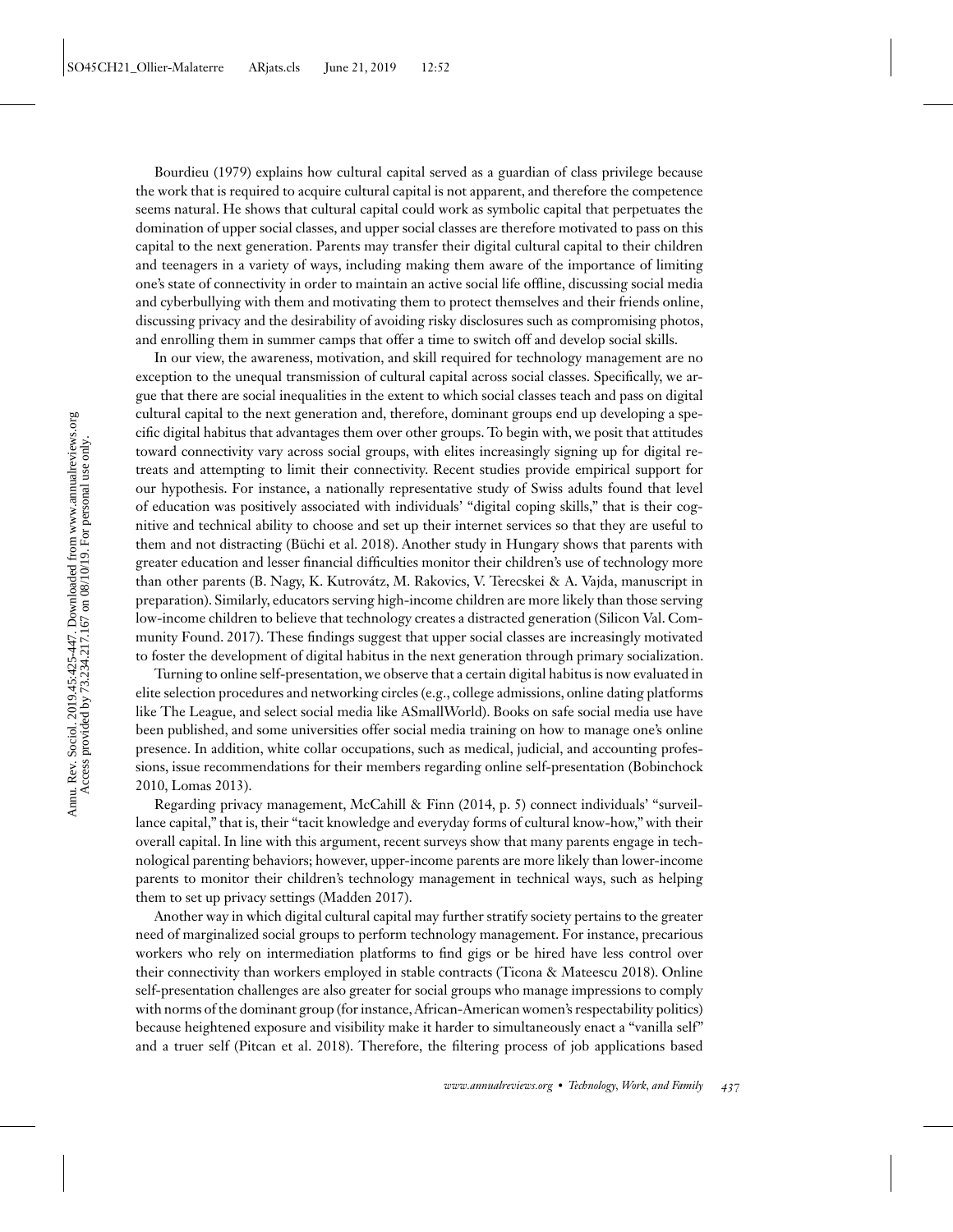Bourdieu (1979) explains how cultural capital served as a guardian of class privilege because the work that is required to acquire cultural capital is not apparent, and therefore the competence seems natural. He shows that cultural capital could work as symbolic capital that perpetuates the domination of upper social classes, and upper social classes are therefore motivated to pass on this capital to the next generation. Parents may transfer their digital cultural capital to their children and teenagers in a variety of ways, including making them aware of the importance of limiting one's state of connectivity in order to maintain an active social life offline, discussing social media and cyberbullying with them and motivating them to protect themselves and their friends online, discussing privacy and the desirability of avoiding risky disclosures such as compromising photos, and enrolling them in summer camps that offer a time to switch off and develop social skills.

In our view, the awareness, motivation, and skill required for technology management are no exception to the unequal transmission of cultural capital across social classes. Specifically, we argue that there are social inequalities in the extent to which social classes teach and pass on digital cultural capital to the next generation and, therefore, dominant groups end up developing a specific digital habitus that advantages them over other groups. To begin with, we posit that attitudes toward connectivity vary across social groups, with elites increasingly signing up for digital retreats and attempting to limit their connectivity. Recent studies provide empirical support for our hypothesis. For instance, a nationally representative study of Swiss adults found that level of education was positively associated with individuals' "digital coping skills," that is their cognitive and technical ability to choose and set up their internet services so that they are useful to them and not distracting (Büchi et al. 2018). Another study in Hungary shows that parents with greater education and lesser financial difficulties monitor their children's use of technology more than other parents (B. Nagy, K. Kutrovátz, M. Rakovics, V. Terecskei & A. Vajda, manuscript in preparation). Similarly, educators serving high-income children are more likely than those serving low-income children to believe that technology creates a distracted generation (Silicon Val. Community Found. 2017). These findings suggest that upper social classes are increasingly motivated to foster the development of digital habitus in the next generation through primary socialization.

Turning to online self-presentation, we observe that a certain digital habitus is now evaluated in elite selection procedures and networking circles (e.g., college admissions, online dating platforms like The League, and select social media like ASmallWorld). Books on safe social media use have been published, and some universities offer social media training on how to manage one's online presence. In addition, white collar occupations, such as medical, judicial, and accounting professions, issue recommendations for their members regarding online self-presentation (Bobinchock 2010, Lomas 2013).

Regarding privacy management, McCahill & Finn (2014, p. 5) connect individuals' "surveillance capital," that is, their "tacit knowledge and everyday forms of cultural know-how," with their overall capital. In line with this argument, recent surveys show that many parents engage in technological parenting behaviors; however, upper-income parents are more likely than lower-income parents to monitor their children's technology management in technical ways, such as helping them to set up privacy settings (Madden 2017).

Another way in which digital cultural capital may further stratify society pertains to the greater need of marginalized social groups to perform technology management. For instance, precarious workers who rely on intermediation platforms to find gigs or be hired have less control over their connectivity than workers employed in stable contracts (Ticona & Mateescu 2018). Online self-presentation challenges are also greater for social groups who manage impressions to comply with norms of the dominant group (for instance, African-American women's respectability politics) because heightened exposure and visibility make it harder to simultaneously enact a "vanilla self" and a truer self (Pitcan et al. 2018). Therefore, the filtering process of job applications based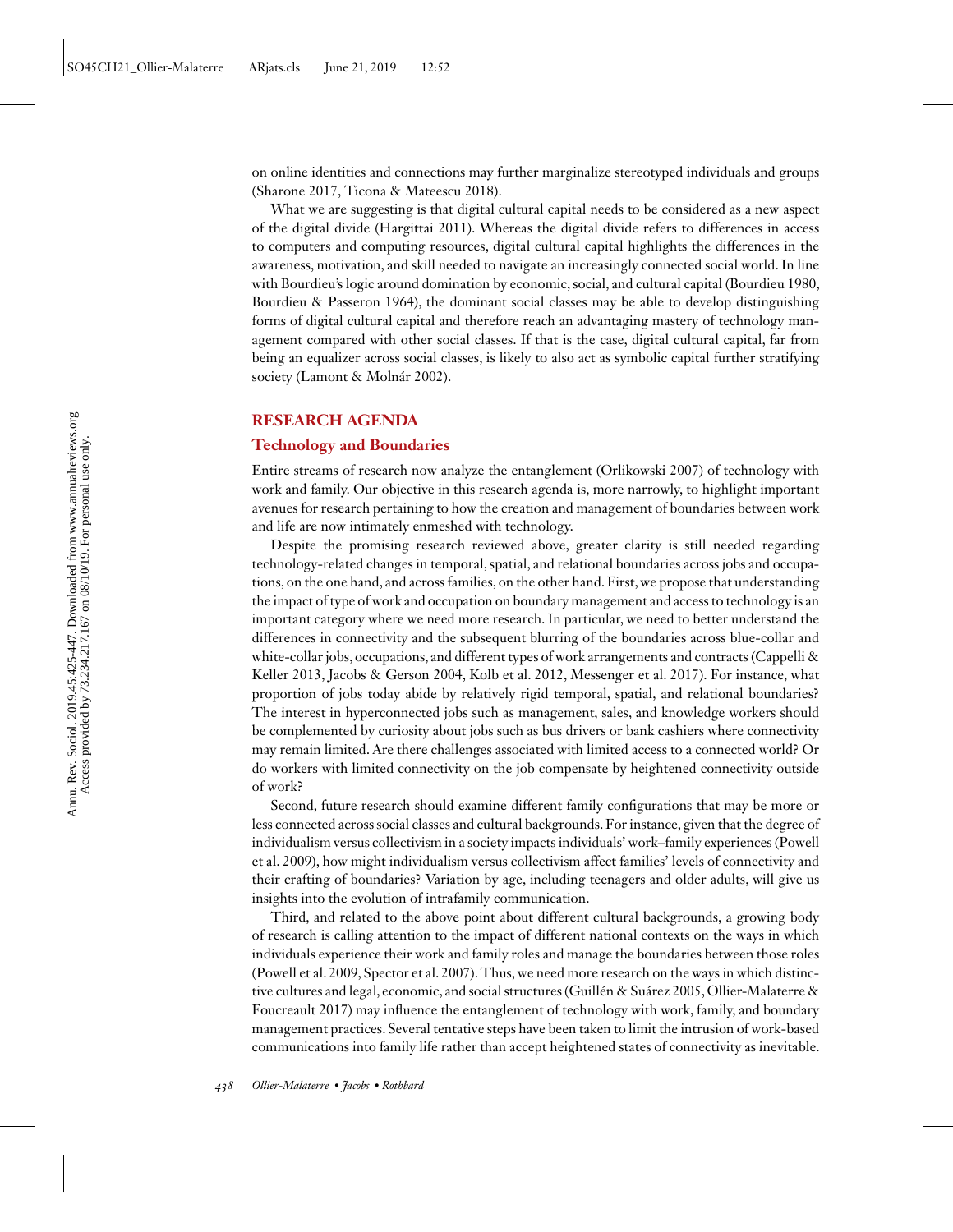on online identities and connections may further marginalize stereotyped individuals and groups (Sharone 2017, Ticona & Mateescu 2018).

What we are suggesting is that digital cultural capital needs to be considered as a new aspect of the digital divide (Hargittai 2011). Whereas the digital divide refers to differences in access to computers and computing resources, digital cultural capital highlights the differences in the awareness, motivation, and skill needed to navigate an increasingly connected social world. In line with Bourdieu's logic around domination by economic, social, and cultural capital (Bourdieu 1980, Bourdieu & Passeron 1964), the dominant social classes may be able to develop distinguishing forms of digital cultural capital and therefore reach an advantaging mastery of technology management compared with other social classes. If that is the case, digital cultural capital, far from being an equalizer across social classes, is likely to also act as symbolic capital further stratifying society (Lamont & Molnár 2002).

## RESEARCH AGENDA

### Technology and Boundaries

Entire streams of research now analyze the entanglement (Orlikowski 2007) of technology with work and family. Our objective in this research agenda is, more narrowly, to highlight important avenues for research pertaining to how the creation and management of boundaries between work and life are now intimately enmeshed with technology.

Despite the promising research reviewed above, greater clarity is still needed regarding technology-related changes in temporal, spatial, and relational boundaries across jobs and occupations, on the one hand, and across families, on the other hand. First, we propose that understanding the impact of type of work and occupation on boundary management and access to technology is an important category where we need more research. In particular, we need to better understand the differences in connectivity and the subsequent blurring of the boundaries across blue-collar and white-collar jobs, occupations, and different types of work arrangements and contracts (Cappelli & Keller 2013, Jacobs & Gerson 2004, Kolb et al. 2012, Messenger et al. 2017). For instance, what proportion of jobs today abide by relatively rigid temporal, spatial, and relational boundaries? The interest in hyperconnected jobs such as management, sales, and knowledge workers should be complemented by curiosity about jobs such as bus drivers or bank cashiers where connectivity may remain limited. Are there challenges associated with limited access to a connected world? Or do workers with limited connectivity on the job compensate by heightened connectivity outside of work?

Second, future research should examine different family configurations that may be more or less connected across social classes and cultural backgrounds. For instance, given that the degree of individualism versus collectivism in a society impacts individuals' work–family experiences (Powell et al. 2009), how might individualism versus collectivism affect families' levels of connectivity and their crafting of boundaries? Variation by age, including teenagers and older adults, will give us insights into the evolution of intrafamily communication.

Third, and related to the above point about different cultural backgrounds, a growing body of research is calling attention to the impact of different national contexts on the ways in which individuals experience their work and family roles and manage the boundaries between those roles (Powell et al. 2009, Spector et al. 2007). Thus, we need more research on the ways in which distinctive cultures and legal, economic, and social structures (Guillén & Suárez 2005, Ollier-Malaterre & Foucreault 2017) may influence the entanglement of technology with work, family, and boundary management practices. Several tentative steps have been taken to limit the intrusion of work-based communications into family life rather than accept heightened states of connectivity as inevitable.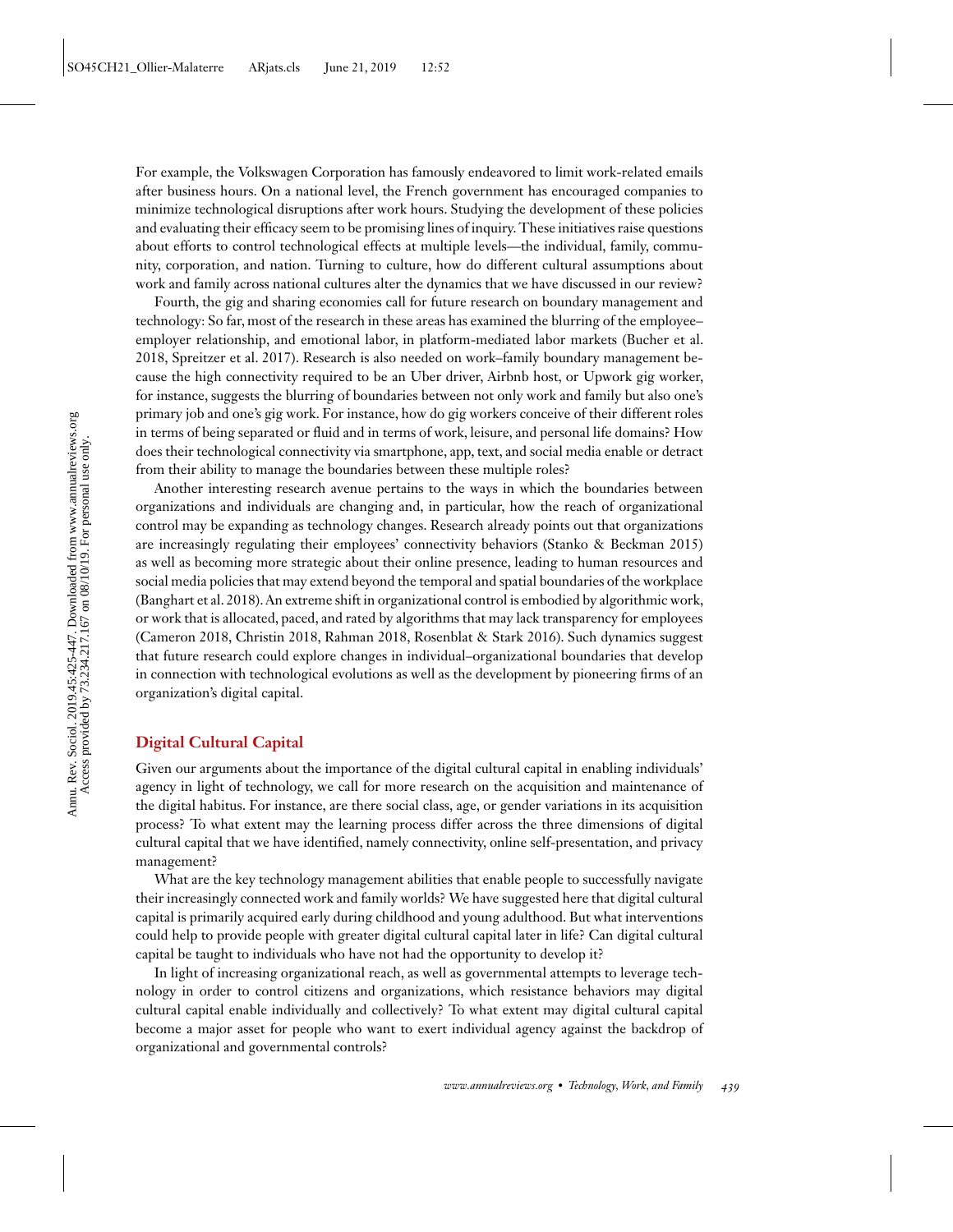For example, the Volkswagen Corporation has famously endeavored to limit work-related emails after business hours. On a national level, the French government has encouraged companies to minimize technological disruptions after work hours. Studying the development of these policies and evaluating their efficacy seem to be promising lines of inquiry. These initiatives raise questions about efforts to control technological effects at multiple levels—the individual, family, community, corporation, and nation. Turning to culture, how do different cultural assumptions about work and family across national cultures alter the dynamics that we have discussed in our review?

Fourth, the gig and sharing economies call for future research on boundary management and technology: So far, most of the research in these areas has examined the blurring of the employee–employer relationship, and emotional labor, in platform-mediated labor markets (Bucher et al. 2018, Spreitzer et al. 2017). Research is also needed on work–family boundary management because the high connectivity required to be an Uber driver, Airbnb host, or Upwork gig worker, for instance, suggests the blurring of boundaries between not only work and family but also one's primary job and one's gig work. For instance, how do gig workers conceive of their different roles in terms of being separated or fluid and in terms of work, leisure, and personal life domains? How does their technological connectivity via smartphone, app, text, and social media enable or detract from their ability to manage the boundaries between these multiple roles?

Another interesting research avenue pertains to the ways in which the boundaries between organizations and individuals are changing and, in particular, how the reach of organizational control may be expanding as technology changes. Research already points out that organizations are increasingly regulating their employees' connectivity behaviors (Stanko & Beckman 2015) as well as becoming more strategic about their online presence, leading to human resources and social media policies that may extend beyond the temporal and spatial boundaries of the workplace (Banghart et al. 2018). An extreme shift in organizational control is embodied by algorithmic work, or work that is allocated, paced, and rated by algorithms that may lack transparency for employees (Cameron 2018, Christin 2018, Rahman 2018, Rosenblat & Stark 2016). Such dynamics suggest that future research could explore changes in individual–organizational boundaries that develop in connection with technological evolutions as well as the development by pioneering firms of an organization's digital capital.

## Digital Cultural Capital

Given our arguments about the importance of the digital cultural capital in enabling individuals' agency in light of technology, we call for more research on the acquisition and maintenance of the digital habitus. For instance, are there social class, age, or gender variations in its acquisition process? To what extent may the learning process differ across the three dimensions of digital cultural capital that we have identified, namely connectivity, online self-presentation, and privacy management?

What are the key technology management abilities that enable people to successfully navigate their increasingly connected work and family worlds? We have suggested here that digital cultural capital is primarily acquired early during childhood and young adulthood. But what interventions could help to provide people with greater digital cultural capital later in life? Can digital cultural capital be taught to individuals who have not had the opportunity to develop it?

In light of increasing organizational reach, as well as governmental attempts to leverage technology in order to control citizens and organizations, which resistance behaviors may digital cultural capital enable individually and collectively? To what extent may digital cultural capital become a major asset for people who want to exert individual agency against the backdrop of organizational and governmental controls?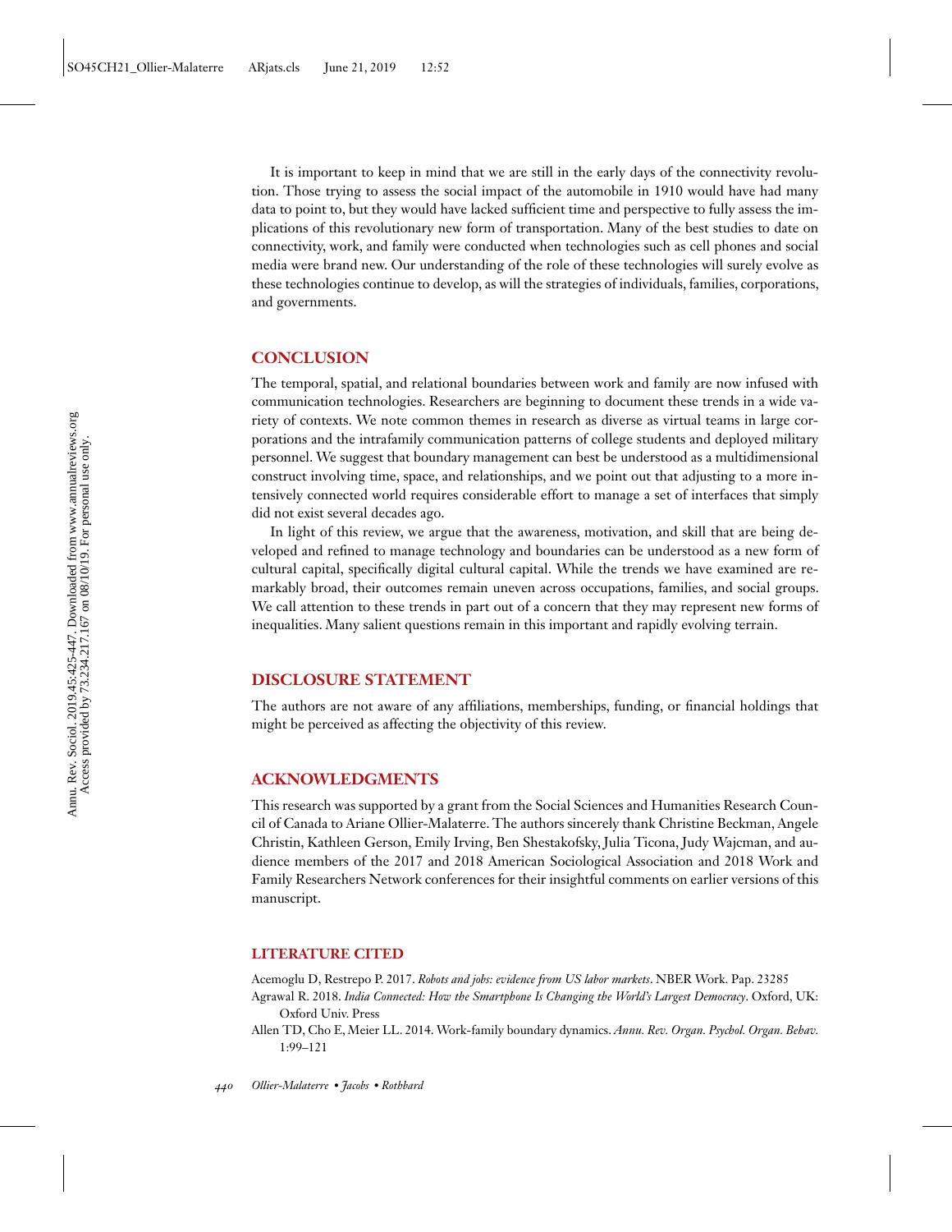It is important to keep in mind that we are still in the early days of the connectivity revolution. Those trying to assess the social impact of the automobile in 1910 would have had many data to point to, but they would have lacked sufficient time and perspective to fully assess the implications of this revolutionary new form of transportation. Many of the best studies to date on connectivity, work, and family were conducted when technologies such as cell phones and social media were brand new. Our understanding of the role of these technologies will surely evolve as these technologies continue to develop, as will the strategies of individuals, families, corporations, and governments.

## CONCLUSION

The temporal, spatial, and relational boundaries between work and family are now infused with communication technologies. Researchers are beginning to document these trends in a wide variety of contexts. We note common themes in research as diverse as virtual teams in large corporations and the intrafamily communication patterns of college students and deployed military personnel. We suggest that boundary management can best be understood as a multidimensional construct involving time, space, and relationships, and we point out that adjusting to a more intensively connected world requires considerable effort to manage a set of interfaces that simply did not exist several decades ago.

In light of this review, we argue that the awareness, motivation, and skill that are being developed and refined to manage technology and boundaries can be understood as a new form of cultural capital, specifically digital cultural capital. While the trends we have examined are remarkably broad, their outcomes remain uneven across occupations, families, and social groups. We call attention to these trends in part out of a concern that they may represent new forms of inequalities. Many salient questions remain in this important and rapidly evolving terrain.

## DISCLOSURE STATEMENT

The authors are not aware of any affiliations, memberships, funding, or financial holdings that might be perceived as affecting the objectivity of this review.

## ACKNOWLEDGMENTS

This research was supported by a grant from the Social Sciences and Humanities Research Council of Canada to Ariane Ollier-Malaterre. The authors sincerely thank Christine Beckman, Angele Christin, Kathleen Gerson, Emily Irving, Ben Shestakofsky, Julia Ticona, Judy Wajcman, and audience members of the 2017 and 2018 American Sociological Association and 2018 Work and Family Researchers Network conferences for their insightful comments on earlier versions of this manuscript.

## LITERATURE CITED

Acemoglu D, Restrepo P. 2017. *Robots and jobs: evidence from US labor markets*. NBER Work. Pap. 23285

Agrawal R. 2018. *India Connected: How the Smartphone Is Changing the World's Largest Democracy*. Oxford, UK: Oxford Univ. Press

Allen TD, Cho E, Meier LL. 2014. Work-family boundary dynamics. *Annu. Rev. Organ. Psychol. Organ. Behav.* 1:99–121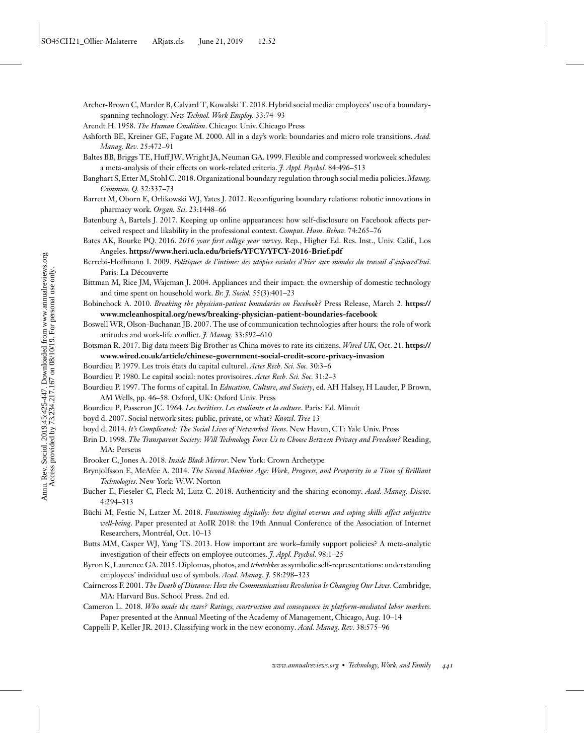Archer-Brown C, Marder B, Calvard T, Kowalski T. 2018. Hybrid social media: employees' use of a boundary-spanning technology. *New Technol. Work Employ.* 33:74–93

Arendt H. 1958. *The Human Condition*. Chicago: Univ. Chicago Press

Ashforth BE, Kreiner GE, Fugate M. 2000. All in a day's work: boundaries and micro role transitions. *Acad. Manag. Rev.* 25:472–91

Baltes BB, Briggs TE, Huff JW, Wright JA, Neuman GA. 1999. Flexible and compressed workweek schedules: a meta-analysis of their effects on work-related criteria. *J. Appl. Psychol.* 84:496–513

Banghart S, Etter M, Stohl C. 2018. Organizational boundary regulation through social media policies. *Manag. Commun. Q.* 32:337–73

Barrett M, Oborn E, Orlikowski WJ, Yates J. 2012. Reconfiguring boundary relations: robotic innovations in pharmacy work. *Organ. Sci.* 23:1448–66

Batenburg A, Bartels J. 2017. Keeping up online appearances: how self-disclosure on Facebook affects perceived respect and likability in the professional context. *Comput. Hum. Behav.* 74:265–76

Bates AK, Bourke PQ. 2016. *2016 your first college year survey*. Rep., Higher Ed. Res. Inst., Univ. Calif., Los Angeles. **https://www.heri.ucla.edu/briefs/YFCY/YFCY-2016-Brief.pdf**

Berrebi-Hoffmann I. 2009. *Politiques de l'intime: des utopies sociales d'hier aux mondes du travail d'aujourd'hui*. Paris: La Découverte

Bittman M, Rice JM, Wajcman J. 2004. Appliances and their impact: the ownership of domestic technology and time spent on household work. *Br. J. Sociol.* 55(3):401–23

Bobinchock A. 2010. *Breaking the physician-patient boundaries on Facebook?* Press Release, March 2. **https://www.mcleanhospital.org/news/breaking-physician-patient-boundaries-facebook**

Boswell WR, Olson-Buchanan JB. 2007. The use of communication technologies after hours: the role of work attitudes and work-life conflict. *J. Manag.* 33:592–610

Botsman R. 2017. Big data meets Big Brother as China moves to rate its citizens. *Wired UK*, Oct. 21. **https://www.wired.co.uk/article/chinese-government-social-credit-score-privacy-invasion**

Bourdieu P. 1979. Les trois états du capital culturel. *Actes Rech. Sci. Soc.* 30:3–6

Bourdieu P. 1980. Le capital social: notes provisoires. *Actes Rech. Sci. Soc.* 31:2–3

Bourdieu P. 1997. The forms of capital. In *Education, Culture, and Society*, ed. AH Halsey, H Lauder, P Brown, AM Wells, pp. 46–58. Oxford, UK: Oxford Univ. Press

Bourdieu P, Passeron JC. 1964. *Les heritiers. Les etudiants et la culture*. Paris: Ed. Minuit

boyd d. 2007. Social network sites: public, private, or what? *Knowl. Tree* 13

boyd d. 2014. *It's Complicated: The Social Lives of Networked Teens*. New Haven, CT: Yale Univ. Press

Brin D. 1998. *The Transparent Society: Will Technology Force Us to Choose Between Privacy and Freedom?* Reading, MA: Perseus

Brooker C, Jones A. 2018. *Inside Black Mirror*. New York: Crown Archetype

Brynjolfsson E, McAfee A. 2014. *The Second Machine Age: Work, Progress, and Prosperity in a Time of Brilliant Technologies*. New York: W.W. Norton

Bucher E, Fieseler C, Fleck M, Lutz C. 2018. Authenticity and the sharing economy. *Acad. Manag. Discov.* 4:294–313

Büchi M, Festic N, Latzer M. 2018. *Functioning digitally: how digital overuse and coping skills affect subjective well-being*. Paper presented at AoIR 2018: the 19th Annual Conference of the Association of Internet Researchers, Montréal, Oct. 10–13

Butts MM, Casper WJ, Yang TS. 2013. How important are work–family support policies? A meta-analytic investigation of their effects on employee outcomes. *J. Appl. Psychol.* 98:1–25

Byron K, Laurence GA. 2015. Diplomas, photos, and *tchotchkes* as symbolic self-representations: understanding employees' individual use of symbols. *Acad. Manag. J.* 58:298–323

Cairncross F. 2001. *The Death of Distance: How the Communications Revolution Is Changing Our Lives*. Cambridge, MA: Harvard Bus. School Press. 2nd ed.

Cameron L. 2018. *Who made the stars? Ratings, construction and consequence in platform-mediated labor markets*. Paper presented at the Annual Meeting of the Academy of Management, Chicago, Aug. 10–14

Cappelli P, Keller JR. 2013. Classifying work in the new economy. *Acad. Manag. Rev.* 38:575–96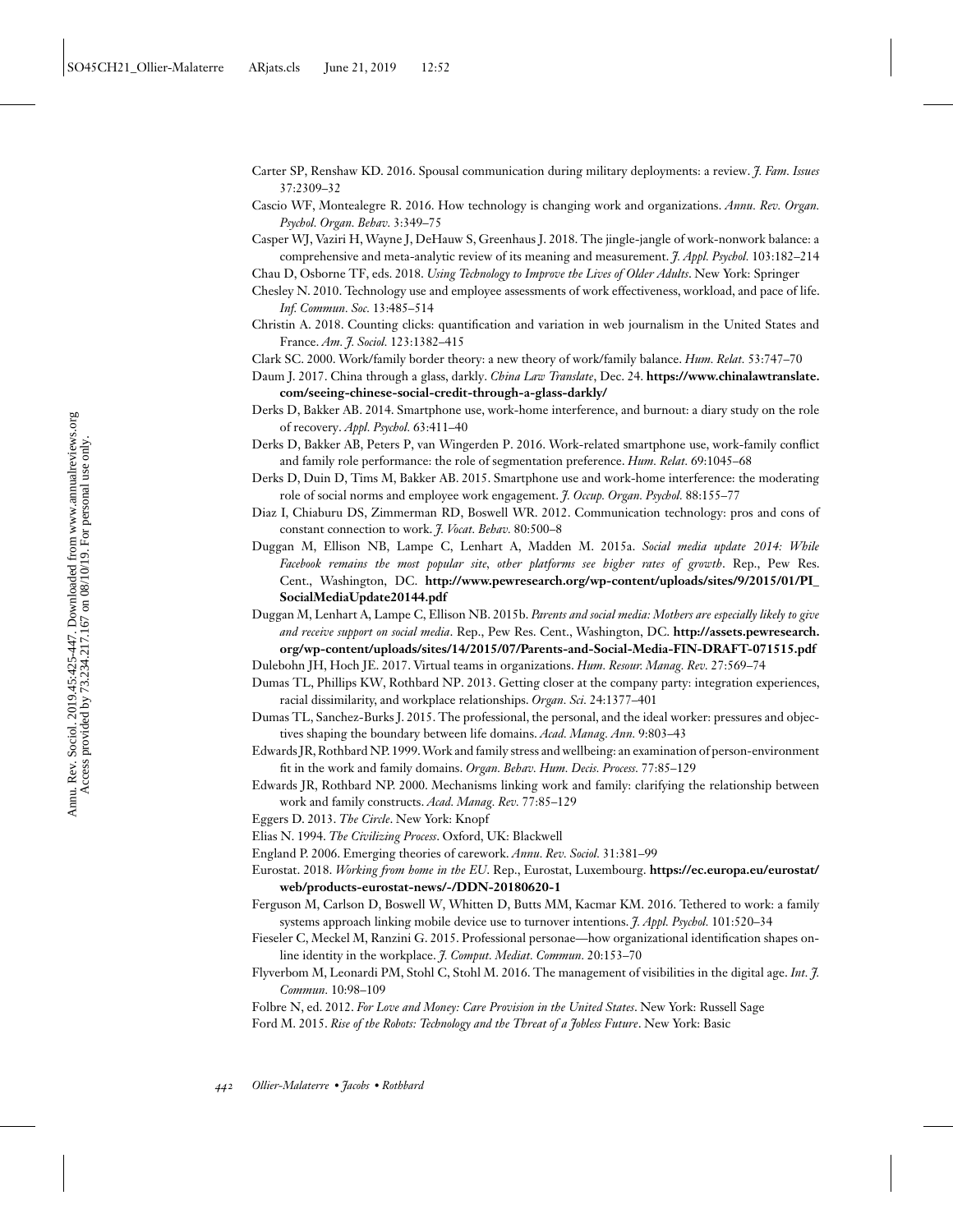Carter SP, Renshaw KD. 2016. Spousal communication during military deployments: a review. *J. Fam. Issues* 37:2309–32

Cascio WF, Montealegre R. 2016. How technology is changing work and organizations. *Annu. Rev. Organ. Psychol. Organ. Behav.* 3:349–75

Casper WJ, Vaziri H, Wayne J, DeHauw S, Greenhaus J. 2018. The jingle-jangle of work-nonwork balance: a comprehensive and meta-analytic review of its meaning and measurement. *J. Appl. Psychol.* 103:182–214

Chau D, Osborne TF, eds. 2018. *Using Technology to Improve the Lives of Older Adults*. New York: Springer

Chesley N. 2010. Technology use and employee assessments of work effectiveness, workload, and pace of life. *Inf. Commun. Soc.* 13:485–514

Christin A. 2018. Counting clicks: quantification and variation in web journalism in the United States and France. *Am. J. Sociol.* 123:1382–415

Clark SC. 2000. Work/family border theory: a new theory of work/family balance. *Hum. Relat.* 53:747–70

Daum J. 2017. China through a glass, darkly. *China Law Translate*, Dec. 24. **https://www.chinalawtranslate.com/seeing-chinese-social-credit-through-a-glass-darkly/**

Derks D, Bakker AB. 2014. Smartphone use, work-home interference, and burnout: a diary study on the role of recovery. *Appl. Psychol.* 63:411–40

Derks D, Bakker AB, Peters P, van Wingerden P. 2016. Work-related smartphone use, work-family conflict and family role performance: the role of segmentation preference. *Hum. Relat.* 69:1045–68

Derks D, Duin D, Tims M, Bakker AB. 2015. Smartphone use and work-home interference: the moderating role of social norms and employee work engagement. *J. Occup. Organ. Psychol.* 88:155–77

Diaz I, Chiaburu DS, Zimmerman RD, Boswell WR. 2012. Communication technology: pros and cons of constant connection to work. *J. Vocat. Behav.* 80:500–8

Duggan M, Ellison NB, Lampe C, Lenhart A, Madden M. 2015a. *Social media update 2014: While Facebook remains the most popular site, other platforms see higher rates of growth*. Rep., Pew Res. Cent., Washington, DC. **http://www.pewresearch.org/wp-content/uploads/sites/9/2015/01/PI_SocialMediaUpdate20144.pdf**

Duggan M, Lenhart A, Lampe C, Ellison NB. 2015b. *Parents and social media: Mothers are especially likely to give and receive support on social media*. Rep., Pew Res. Cent., Washington, DC. **http://assets.pewresearch.org/wp-content/uploads/sites/14/2015/07/Parents-and-Social-Media-FIN-DRAFT-071515.pdf**

Dulebohn JH, Hoch JE. 2017. Virtual teams in organizations. *Hum. Resour. Manag. Rev.* 27:569–74

Dumas TL, Phillips KW, Rothbard NP. 2013. Getting closer at the company party: integration experiences, racial dissimilarity, and workplace relationships. *Organ. Sci.* 24:1377–401

Dumas TL, Sanchez-Burks J. 2015. The professional, the personal, and the ideal worker: pressures and objectives shaping the boundary between life domains. *Acad. Manag. Ann.* 9:803–43

Edwards JR, Rothbard NP. 1999. Work and family stress and wellbeing: an examination of person-environment fit in the work and family domains. *Organ. Behav. Hum. Decis. Process.* 77:85–129

Edwards JR, Rothbard NP. 2000. Mechanisms linking work and family: clarifying the relationship between work and family constructs. *Acad. Manag. Rev.* 77:85–129

Eggers D. 2013. *The Circle*. New York: Knopf

Elias N. 1994. *The Civilizing Process*. Oxford, UK: Blackwell

England P. 2006. Emerging theories of carework. *Annu. Rev. Sociol.* 31:381–99

Eurostat. 2018. *Working from home in the EU*. Rep., Eurostat, Luxembourg. **https://ec.europa.eu/eurostat/web/products-eurostat-news/-/DDN-20180620-1**

Ferguson M, Carlson D, Boswell W, Whitten D, Butts MM, Kacmar KM. 2016. Tethered to work: a family systems approach linking mobile device use to turnover intentions. *J. Appl. Psychol.* 101:520–34

Fieseler C, Meckel M, Ranzini G. 2015. Professional personae—how organizational identification shapes online identity in the workplace. *J. Comput. Mediat. Commun.* 20:153–70

Flyverbom M, Leonardi PM, Stohl C, Stohl M. 2016. The management of visibilities in the digital age. *Int. J. Commun.* 10:98–109

Folbre N, ed. 2012. *For Love and Money: Care Provision in the United States*. New York: Russell Sage

Ford M. 2015. *Rise of the Robots: Technology and the Threat of a Jobless Future*. New York: Basic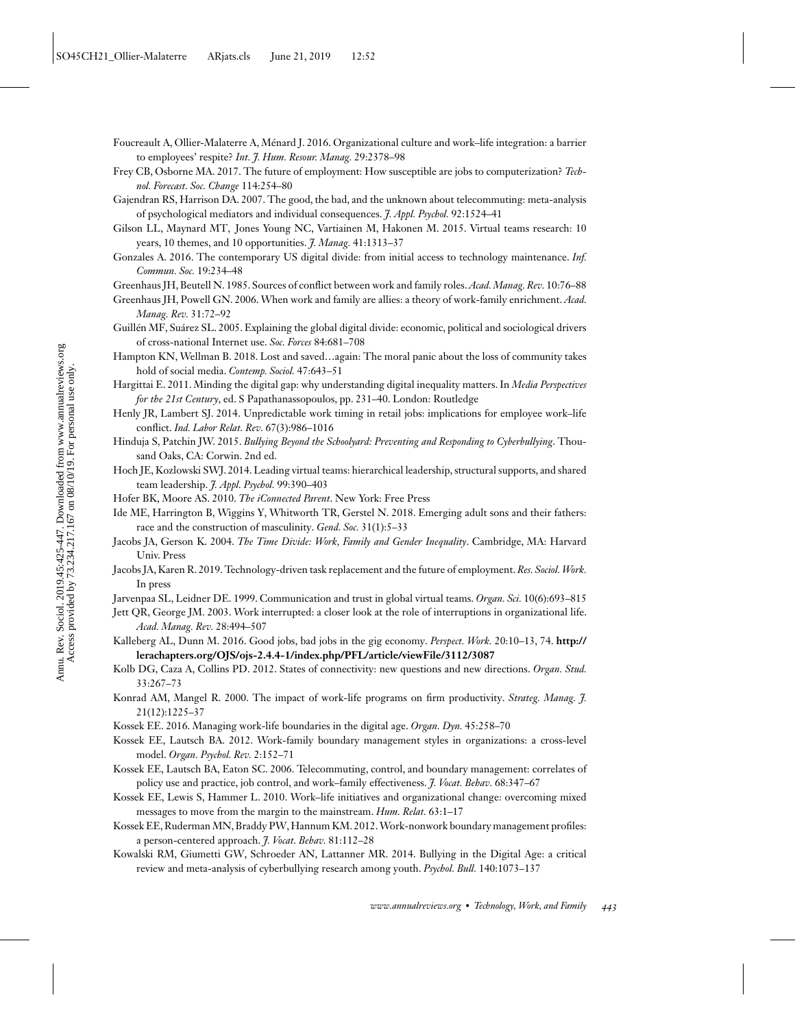Foucreault A, Ollier-Malaterre A, Ménard J. 2016. Organizational culture and work–life integration: a barrier to employees' respite? *Int. J. Hum. Resour. Manag.* 29:2378–98

Frey CB, Osborne MA. 2017. The future of employment: How susceptible are jobs to computerization? *Technol. Forecast. Soc. Change* 114:254–80

Gajendran RS, Harrison DA. 2007. The good, the bad, and the unknown about telecommuting: meta-analysis of psychological mediators and individual consequences. *J. Appl. Psychol.* 92:1524–41

Gilson LL, Maynard MT, Jones Young NC, Vartiainen M, Hakonen M. 2015. Virtual teams research: 10 years, 10 themes, and 10 opportunities. *J. Manag.* 41:1313–37

Gonzales A. 2016. The contemporary US digital divide: from initial access to technology maintenance. *Inf. Commun. Soc.* 19:234–48

Greenhaus JH, Beutell N. 1985. Sources of conflict between work and family roles. *Acad. Manag. Rev.* 10:76–88

Greenhaus JH, Powell GN. 2006. When work and family are allies: a theory of work-family enrichment. *Acad. Manag. Rev.* 31:72–92

Guillén MF, Suárez SL. 2005. Explaining the global digital divide: economic, political and sociological drivers of cross-national Internet use. *Soc. Forces* 84:681–708

Hampton KN, Wellman B. 2018. Lost and saved…again: The moral panic about the loss of community takes hold of social media. *Contemp. Sociol.* 47:643–51

Hargittai E. 2011. Minding the digital gap: why understanding digital inequality matters. In *Media Perspectives for the 21st Century*, ed. S Papathanassopoulos, pp. 231–40. London: Routledge

Henly JR, Lambert SJ. 2014. Unpredictable work timing in retail jobs: implications for employee work–life conflict. *Ind. Labor Relat. Rev.* 67(3):986–1016

Hinduja S, Patchin JW. 2015. *Bullying Beyond the Schoolyard: Preventing and Responding to Cyberbullying*. Thousand Oaks, CA: Corwin. 2nd ed.

Hoch JE, Kozlowski SWJ. 2014. Leading virtual teams: hierarchical leadership, structural supports, and shared team leadership. *J. Appl. Psychol.* 99:390–403

Hofer BK, Moore AS. 2010. *The iConnected Parent*. New York: Free Press

Ide ME, Harrington B, Wiggins Y, Whitworth TR, Gerstel N. 2018. Emerging adult sons and their fathers: race and the construction of masculinity. *Gend. Soc.* 31(1):5–33

Jacobs JA, Gerson K. 2004. *The Time Divide: Work, Family and Gender Inequality*. Cambridge, MA: Harvard Univ. Press

Jacobs JA, Karen R. 2019. Technology-driven task replacement and the future of employment. *Res. Sociol. Work.* In press

Jarvenpaa SL, Leidner DE. 1999. Communication and trust in global virtual teams. *Organ. Sci.* 10(6):693–815

Jett QR, George JM. 2003. Work interrupted: a closer look at the role of interruptions in organizational life. *Acad. Manag. Rev.* 28:494–507

Kalleberg AL, Dunn M. 2016. Good jobs, bad jobs in the gig economy. *Perspect. Work.* 20:10–13, 74. **http://lerachapters.org/OJS/ojs-2.4.4-1/index.php/PFL/article/viewFile/3112/3087**

Kolb DG, Caza A, Collins PD. 2012. States of connectivity: new questions and new directions. *Organ. Stud.* 33:267–73

Konrad AM, Mangel R. 2000. The impact of work-life programs on firm productivity. *Strateg. Manag. J.* 21(12):1225–37

Kossek EE. 2016. Managing work-life boundaries in the digital age. *Organ. Dyn.* 45:258–70

Kossek EE, Lautsch BA. 2012. Work-family boundary management styles in organizations: a cross-level model. *Organ. Psychol. Rev.* 2:152–71

Kossek EE, Lautsch BA, Eaton SC. 2006. Telecommuting, control, and boundary management: correlates of policy use and practice, job control, and work–family effectiveness. *J. Vocat. Behav.* 68:347–67

Kossek EE, Lewis S, Hammer L. 2010. Work–life initiatives and organizational change: overcoming mixed messages to move from the margin to the mainstream. *Hum. Relat.* 63:1–17

Kossek EE, Ruderman MN, Braddy PW, Hannum KM. 2012. Work-nonwork boundary management profiles: a person-centered approach. *J. Vocat. Behav.* 81:112–28

Kowalski RM, Giumetti GW, Schroeder AN, Lattanner MR. 2014. Bullying in the Digital Age: a critical review and meta-analysis of cyberbullying research among youth. *Psychol. Bull.* 140:1073–137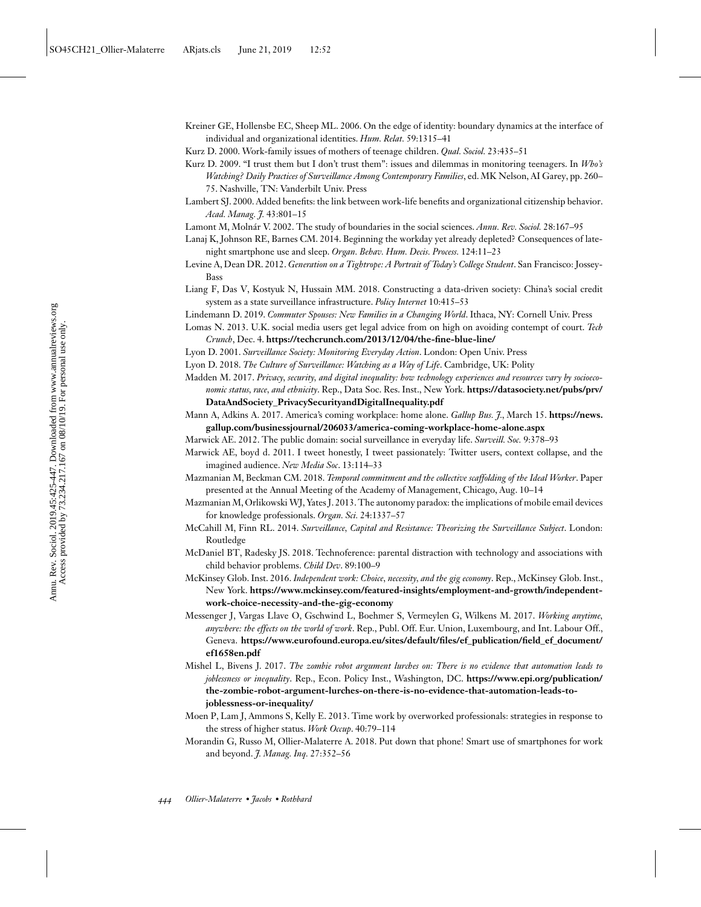Kreiner GE, Hollensbe EC, Sheep ML. 2006. On the edge of identity: boundary dynamics at the interface of individual and organizational identities. *Hum. Relat.* 59:1315–41

Kurz D. 2000. Work-family issues of mothers of teenage children. *Qual. Sociol.* 23:435–51

Kurz D. 2009. "I trust them but I don't trust them": issues and dilemmas in monitoring teenagers. In *Who's Watching? Daily Practices of Surveillance Among Contemporary Families*, ed. MK Nelson, AI Garey, pp. 260–75. Nashville, TN: Vanderbilt Univ. Press

Lambert SJ. 2000. Added benefits: the link between work-life benefits and organizational citizenship behavior. *Acad. Manag. J.* 43:801–15

Lamont M, Molnár V. 2002. The study of boundaries in the social sciences. *Annu. Rev. Sociol.* 28:167–95

Lanaj K, Johnson RE, Barnes CM. 2014. Beginning the workday yet already depleted? Consequences of late-night smartphone use and sleep. *Organ. Behav. Hum. Decis. Process.* 124:11–23

Levine A, Dean DR. 2012. *Generation on a Tightrope: A Portrait of Today's College Student*. San Francisco: Jossey-Bass

Liang F, Das V, Kostyuk N, Hussain MM. 2018. Constructing a data-driven society: China's social credit system as a state surveillance infrastructure. *Policy Internet* 10:415–53

Lindemann D. 2019. *Commuter Spouses: New Families in a Changing World*. Ithaca, NY: Cornell Univ. Press

Lomas N. 2013. U.K. social media users get legal advice from on high on avoiding contempt of court. *Tech Crunch*, Dec. 4. **https://techcrunch.com/2013/12/04/the-fine-blue-line/**

Lyon D. 2001. *Surveillance Society: Monitoring Everyday Action*. London: Open Univ. Press

Lyon D. 2018. *The Culture of Surveillance: Watching as a Way of Life*. Cambridge, UK: Polity

Madden M. 2017. *Privacy, security, and digital inequality: how technology experiences and resources vary by socioeconomic status, race, and ethnicity*. Rep., Data Soc. Res. Inst., New York. **https://datasociety.net/pubs/prv/DataAndSociety_PrivacySecurityandDigitalInequality.pdf**

Mann A, Adkins A. 2017. America's coming workplace: home alone. *Gallup Bus. J.*, March 15. **https://news.gallup.com/businessjournal/206033/america-coming-workplace-home-alone.aspx**

Marwick AE. 2012. The public domain: social surveillance in everyday life. *Surveill. Soc.* 9:378–93

Marwick AE, boyd d. 2011. I tweet honestly, I tweet passionately: Twitter users, context collapse, and the imagined audience. *New Media Soc*. 13:114–33

Mazmanian M, Beckman CM. 2018. *Temporal commitment and the collective scaffolding of the Ideal Worker*. Paper presented at the Annual Meeting of the Academy of Management, Chicago, Aug. 10–14

Mazmanian M, Orlikowski WJ, Yates J. 2013. The autonomy paradox: the implications of mobile email devices for knowledge professionals. *Organ. Sci.* 24:1337–57

McCahill M, Finn RL. 2014. *Surveillance, Capital and Resistance: Theorizing the Surveillance Subject*. London: Routledge

McDaniel BT, Radesky JS. 2018. Technoference: parental distraction with technology and associations with child behavior problems. *Child Dev*. 89:100–9

McKinsey Glob. Inst. 2016. *Independent work: Choice, necessity, and the gig economy*. Rep., McKinsey Glob. Inst., New York. **https://www.mckinsey.com/featured-insights/employment-and-growth/independent-work-choice-necessity-and-the-gig-economy**

Messenger J, Vargas Llave O, Gschwind L, Boehmer S, Vermeylen G, Wilkens M. 2017. *Working anytime, anywhere: the effects on the world of work*. Rep., Publ. Off. Eur. Union, Luxembourg, and Int. Labour Off., Geneva. **https://www.eurofound.europa.eu/sites/default/files/ef_publication/field_ef_document/ef1658en.pdf**

Mishel L, Bivens J. 2017. *The zombie robot argument lurches on: There is no evidence that automation leads to joblessness or inequality*. Rep., Econ. Policy Inst., Washington, DC. **https://www.epi.org/publication/the-zombie-robot-argument-lurches-on-there-is-no-evidence-that-automation-leads-to-joblessness-or-inequality/**

Moen P, Lam J, Ammons S, Kelly E. 2013. Time work by overworked professionals: strategies in response to the stress of higher status. *Work Occup*. 40:79–114

Morandin G, Russo M, Ollier-Malaterre A. 2018. Put down that phone! Smart use of smartphones for work and beyond. *J. Manag. Inq*. 27:352–56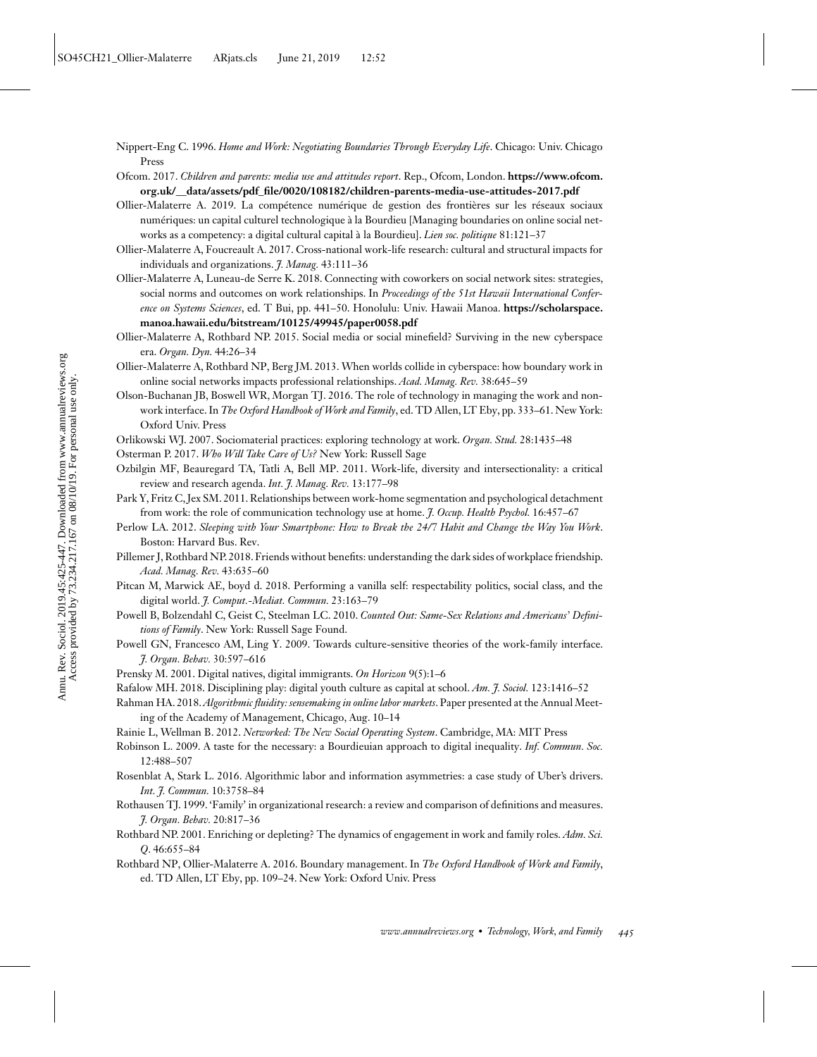Nippert-Eng C. 1996. *Home and Work: Negotiating Boundaries Through Everyday Life*. Chicago: Univ. Chicago Press

Ofcom. 2017. *Children and parents: media use and attitudes report*. Rep., Ofcom, London. **https://www.ofcom.org.uk/__data/assets/pdf_file/0020/108182/children-parents-media-use-attitudes-2017.pdf**

Ollier-Malaterre A. 2019. La compétence numérique de gestion des frontières sur les réseaux sociaux numériques: un capital culturel technologique à la Bourdieu [Managing boundaries on online social networks as a competency: a digital cultural capital à la Bourdieu]. *Lien soc. politique* 81:121–37

Ollier-Malaterre A, Foucreault A. 2017. Cross-national work-life research: cultural and structural impacts for individuals and organizations. *J. Manag.* 43:111–36

Ollier-Malaterre A, Luneau-de Serre K. 2018. Connecting with coworkers on social network sites: strategies, social norms and outcomes on work relationships. In *Proceedings of the 51st Hawaii International Conference on Systems Sciences*, ed. T Bui, pp. 441–50. Honolulu: Univ. Hawaii Manoa. **https://scholarspace.manoa.hawaii.edu/bitstream/10125/49945/paper0058.pdf**

Ollier-Malaterre A, Rothbard NP. 2015. Social media or social minefield? Surviving in the new cyberspace era. *Organ. Dyn.* 44:26–34

Ollier-Malaterre A, Rothbard NP, Berg JM. 2013. When worlds collide in cyberspace: how boundary work in online social networks impacts professional relationships. *Acad. Manag. Rev.* 38:645–59

Olson-Buchanan JB, Boswell WR, Morgan TJ. 2016. The role of technology in managing the work and nonwork interface. In *The Oxford Handbook of Work and Family*, ed. TD Allen, LT Eby, pp. 333–61. New York: Oxford Univ. Press

Orlikowski WJ. 2007. Sociomaterial practices: exploring technology at work. *Organ. Stud.* 28:1435–48

Osterman P. 2017. *Who Will Take Care of Us?* New York: Russell Sage

Ozbilgin MF, Beauregard TA, Tatli A, Bell MP. 2011. Work-life, diversity and intersectionality: a critical review and research agenda. *Int. J. Manag. Rev.* 13:177–98

Park Y, Fritz C, Jex SM. 2011. Relationships between work-home segmentation and psychological detachment from work: the role of communication technology use at home. *J. Occup. Health Psychol.* 16:457–67

Perlow LA. 2012. *Sleeping with Your Smartphone: How to Break the 24/7 Habit and Change the Way You Work*. Boston: Harvard Bus. Rev.

Pillemer J, Rothbard NP. 2018. Friends without benefits: understanding the dark sides of workplace friendship. *Acad. Manag. Rev.* 43:635–60

Pitcan M, Marwick AE, boyd d. 2018. Performing a vanilla self: respectability politics, social class, and the digital world. *J. Comput.-Mediat. Commun.* 23:163–79

Powell B, Bolzendahl C, Geist C, Steelman LC. 2010. *Counted Out: Same-Sex Relations and Americans' Definitions of Family*. New York: Russell Sage Found.

Powell GN, Francesco AM, Ling Y. 2009. Towards culture-sensitive theories of the work-family interface. *J. Organ. Behav.* 30:597–616

Prensky M. 2001. Digital natives, digital immigrants. *On Horizon* 9(5):1–6

Rafalow MH. 2018. Disciplining play: digital youth culture as capital at school. *Am. J. Sociol.* 123:1416–52

Rahman HA. 2018. *Algorithmic fluidity: sensemaking in online labor markets*. Paper presented at the Annual Meeting of the Academy of Management, Chicago, Aug. 10–14

Rainie L, Wellman B. 2012. *Networked: The New Social Operating System*. Cambridge, MA: MIT Press

Robinson L. 2009. A taste for the necessary: a Bourdieuian approach to digital inequality. *Inf. Commun. Soc.* 12:488–507

Rosenblat A, Stark L. 2016. Algorithmic labor and information asymmetries: a case study of Uber's drivers. *Int. J. Commun.* 10:3758–84

Rothausen TJ. 1999. 'Family' in organizational research: a review and comparison of definitions and measures. *J. Organ. Behav.* 20:817–36

Rothbard NP. 2001. Enriching or depleting? The dynamics of engagement in work and family roles. *Adm. Sci. Q.* 46:655–84

Rothbard NP, Ollier-Malaterre A. 2016. Boundary management. In *The Oxford Handbook of Work and Family*, ed. TD Allen, LT Eby, pp. 109–24. New York: Oxford Univ. Press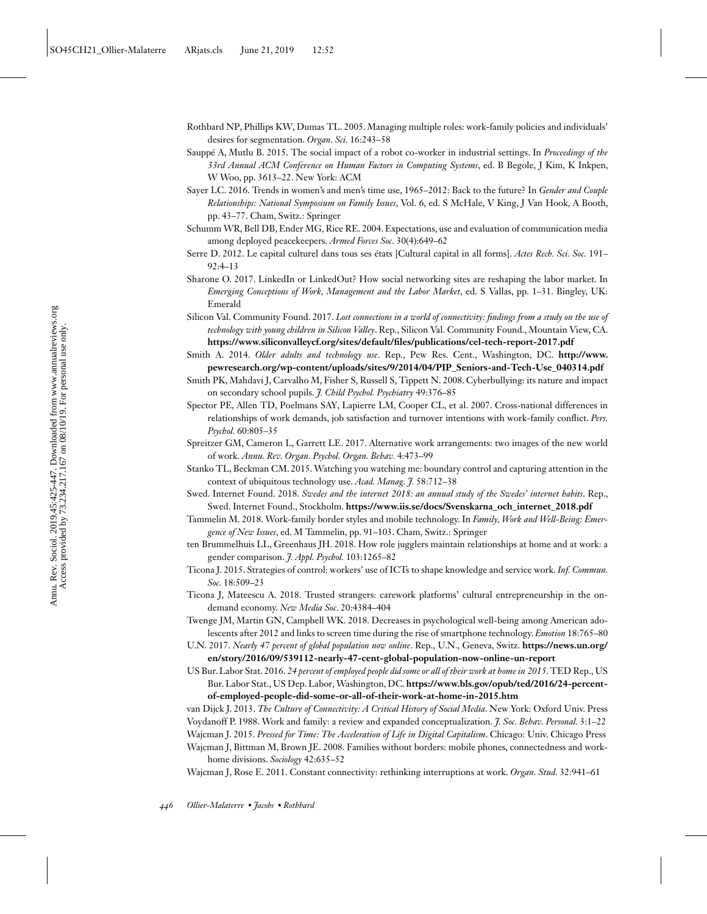Rothbard NP, Phillips KW, Dumas TL. 2005. Managing multiple roles: work-family policies and individuals' desires for segmentation. *Organ. Sci.* 16:243–58

Sauppé A, Mutlu B. 2015. The social impact of a robot co-worker in industrial settings. In *Proceedings of the 33rd Annual ACM Conference on Human Factors in Computing Systems*, ed. B Begole, J Kim, K Inkpen, W Woo, pp. 3613–22. New York: ACM

Sayer LC. 2016. Trends in women's and men's time use, 1965–2012: Back to the future? In *Gender and Couple Relationships: National Symposium on Family Issues*, Vol. 6, ed. S McHale, V King, J Van Hook, A Booth, pp. 43–77. Cham, Switz.: Springer

Schumm WR, Bell DB, Ender MG, Rice RE. 2004. Expectations, use and evaluation of communication media among deployed peacekeepers. *Armed Forces Soc.* 30(4):649–62

Serre D. 2012. Le capital culturel dans tous ses états [Cultural capital in all forms]. *Actes Rech. Sci. Soc.* 191–92:4–13

Sharone O. 2017. LinkedIn or LinkedOut? How social networking sites are reshaping the labor market. In *Emerging Conceptions of Work, Management and the Labor Market*, ed. S Vallas, pp. 1–31. Bingley, UK: Emerald

Silicon Val. Community Found. 2017. *Lost connections in a world of connectivity: findings from a study on the use of technology with young children in Silicon Valley*. Rep., Silicon Val. Community Found., Mountain View, CA. **https://www.siliconvalleycf.org/sites/default/files/publications/cel-tech-report-2017.pdf**

Smith A. 2014. *Older adults and technology use*. Rep., Pew Res. Cent., Washington, DC. **http://www.pewresearch.org/wp-content/uploads/sites/9/2014/04/PIP_Seniors-and-Tech-Use_040314.pdf**

Smith PK, Mahdavi J, Carvalho M, Fisher S, Russell S, Tippett N. 2008. Cyberbullying: its nature and impact on secondary school pupils. *J. Child Psychol. Psychiatry* 49:376–85

Spector PE, Allen TD, Poelmans SAY, Lapierre LM, Cooper CL, et al. 2007. Cross-national differences in relationships of work demands, job satisfaction and turnover intentions with work-family conflict. *Pers. Psychol.* 60:805–35

Spreitzer GM, Cameron L, Garrett LE. 2017. Alternative work arrangements: two images of the new world of work. *Annu. Rev. Organ. Psychol. Organ. Behav.* 4:473–99

Stanko TL, Beckman CM. 2015. Watching you watching me: boundary control and capturing attention in the context of ubiquitous technology use. *Acad. Manag. J.* 58:712–38

Swed. Internet Found. 2018. *Swedes and the internet 2018: an annual study of the Swedes' internet habits*. Rep., Swed. Internet Found., Stockholm. **https://www.iis.se/docs/Svenskarna_och_internet_2018.pdf**

Tammelin M. 2018. Work-family border styles and mobile technology. In *Family, Work and Well-Being: Emergence of New Issues*, ed. M Tammelin, pp. 91–103. Cham, Switz.: Springer

ten Brummelhuis LL, Greenhaus JH. 2018. How role jugglers maintain relationships at home and at work: a gender comparison. *J. Appl. Psychol.* 103:1265–82

Ticona J. 2015. Strategies of control: workers' use of ICTs to shape knowledge and service work. *Inf. Commun. Soc.* 18:509–23

Ticona J, Mateescu A. 2018. Trusted strangers: carework platforms' cultural entrepreneurship in the on-demand economy. *New Media Soc.* 20:4384–404

Twenge JM, Martin GN, Campbell WK. 2018. Decreases in psychological well-being among American adolescents after 2012 and links to screen time during the rise of smartphone technology. *Emotion* 18:765–80

U.N. 2017. *Nearly 47 percent of global population now online*. Rep., U.N., Geneva, Switz. **https://news.un.org/en/story/2016/09/539112-nearly-47-cent-global-population-now-online-un-report**

US Bur. Labor Stat. 2016. *24 percent of employed people did some or all of their work at home in 2015*. TED Rep., US Bur. Labor Stat., US Dep. Labor, Washington, DC. **https://www.bls.gov/opub/ted/2016/24-percent-of-employed-people-did-some-or-all-of-their-work-at-home-in-2015.htm**

van Dijck J. 2013. *The Culture of Connectivity: A Critical History of Social Media*. New York: Oxford Univ. Press

Voydanoff P. 1988. Work and family: a review and expanded conceptualization. *J. Soc. Behav. Personal.* 3:1–22

Wajcman J. 2015. *Pressed for Time: The Acceleration of Life in Digital Capitalism*. Chicago: Univ. Chicago Press

Wajcman J, Bittman M, Brown JE. 2008. Families without borders: mobile phones, connectedness and work-home divisions. *Sociology* 42:635–52

Wajcman J, Rose E. 2011. Constant connectivity: rethinking interruptions at work. *Organ. Stud.* 32:941–61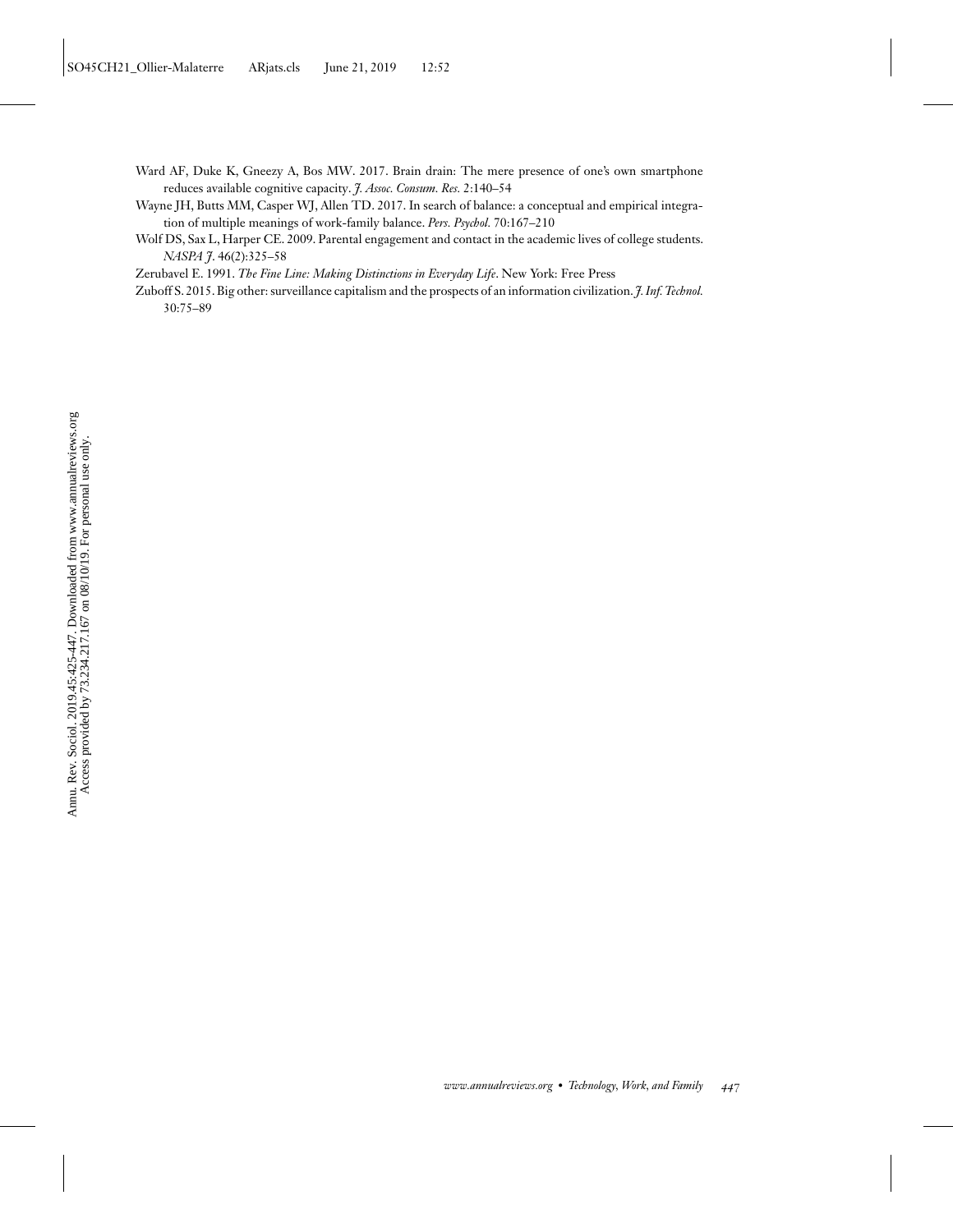Ward AF, Duke K, Gneezy A, Bos MW. 2017. Brain drain: The mere presence of one's own smartphone reduces available cognitive capacity. *J. Assoc. Consum. Res.* 2:140–54

Wayne JH, Butts MM, Casper WJ, Allen TD. 2017. In search of balance: a conceptual and empirical integration of multiple meanings of work-family balance. *Pers. Psychol.* 70:167–210

Wolf DS, Sax L, Harper CE. 2009. Parental engagement and contact in the academic lives of college students. *NASPA J.* 46(2):325–58

Zerubavel E. 1991. *The Fine Line: Making Distinctions in Everyday Life*. New York: Free Press

Zuboff S. 2015. Big other: surveillance capitalism and the prospects of an information civilization. *J. Inf. Technol.* 30:75–89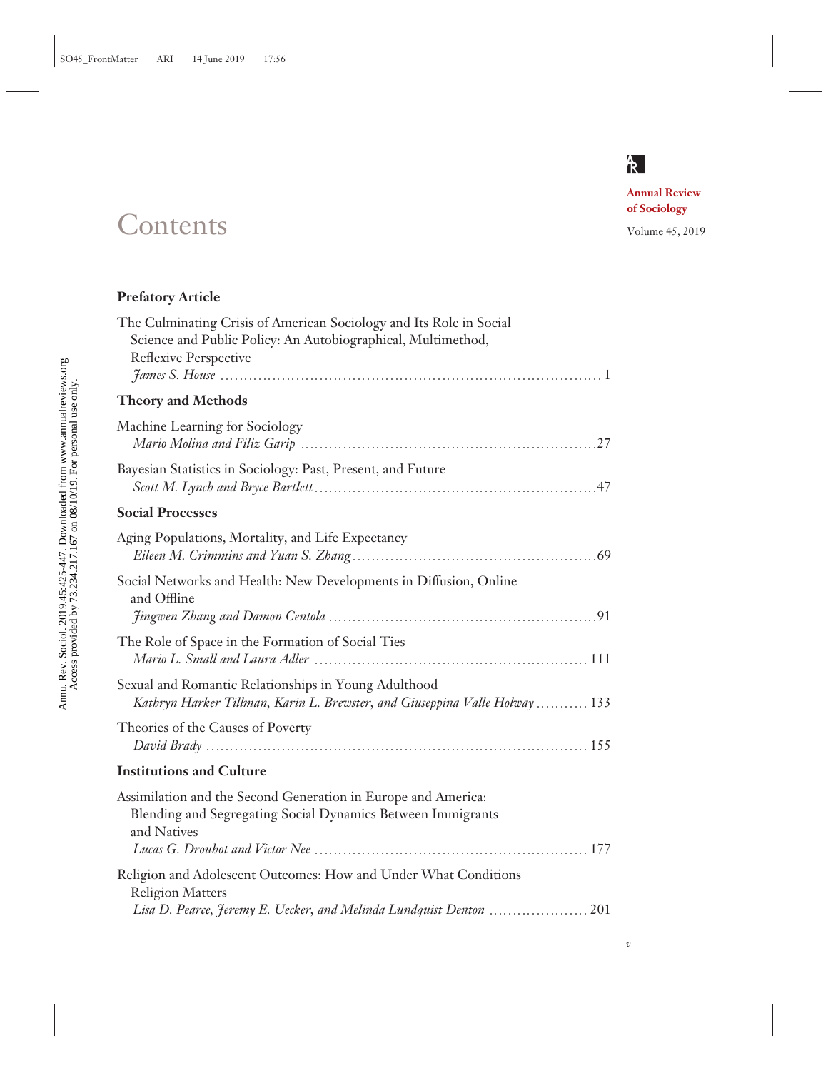Annual Review of Sociology

Volume 45, 2019

# Contents

## Prefatory Article

The Culminating Crisis of American Sociology and Its Role in Social Science and Public Policy: An Autobiographical, Multimethod, Reflexive Perspective
*James S. House* . . . . . . . . . . 1

## Theory and Methods

Machine Learning for Sociology
*Mario Molina and Filiz Garip* . . . . . . . . . . 27

Bayesian Statistics in Sociology: Past, Present, and Future
*Scott M. Lynch and Bryce Bartlett* . . . . . . . . . . 47

## Social Processes

Aging Populations, Mortality, and Life Expectancy
*Eileen M. Crimmins and Yuan S. Zhang* . . . . . . . . . . 69

Social Networks and Health: New Developments in Diffusion, Online and Offline
*Jingwen Zhang and Damon Centola* . . . . . . . . . . 91

The Role of Space in the Formation of Social Ties
*Mario L. Small and Laura Adler* . . . . . . . . . . 111

Sexual and Romantic Relationships in Young Adulthood
*Kathryn Harker Tillman, Karin L. Brewster, and Giuseppina Valle Holway* . . . . . . . . . . 133

Theories of the Causes of Poverty
*David Brady* . . . . . . . . . . 155

## Institutions and Culture

Assimilation and the Second Generation in Europe and America: Blending and Segregating Social Dynamics Between Immigrants and Natives
*Lucas G. Drouhot and Victor Nee* . . . . . . . . . . 177

Religion and Adolescent Outcomes: How and Under What Conditions Religion Matters
*Lisa D. Pearce, Jeremy E. Uecker, and Melinda Lundquist Denton* . . . . . . . . . . 201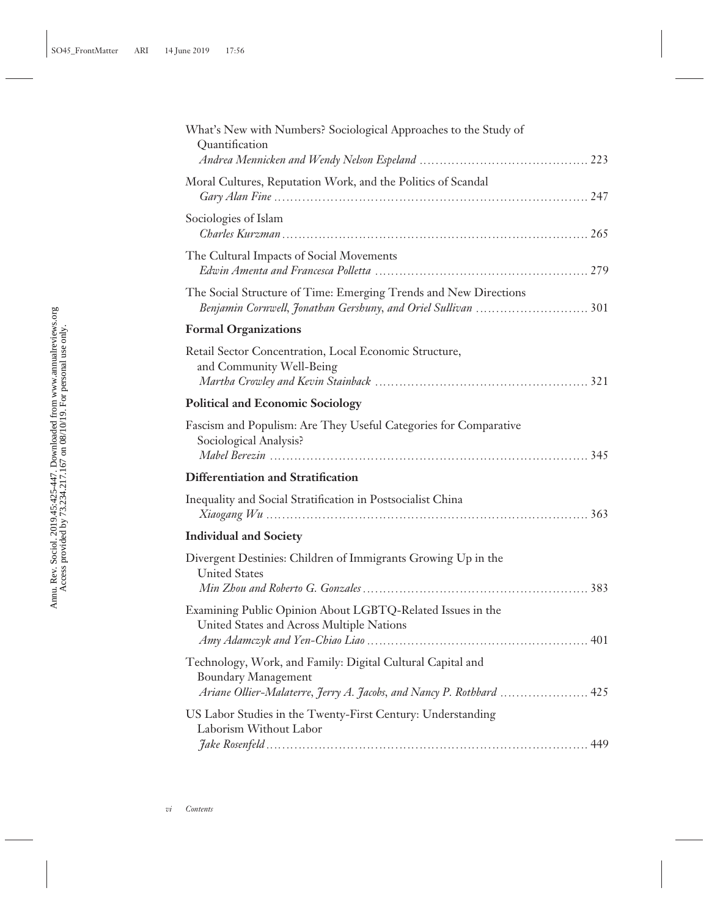What's New with Numbers? Sociological Approaches to the Study of Quantification
*Andrea Mennicken and Wendy Nelson Espeland* .......... 223

Moral Cultures, Reputation Work, and the Politics of Scandal
*Gary Alan Fine* .......... 247

Sociologies of Islam
*Charles Kurzman* .......... 265

The Cultural Impacts of Social Movements
*Edwin Amenta and Francesca Polletta* .......... 279

The Social Structure of Time: Emerging Trends and New Directions
*Benjamin Cornwell, Jonathan Gershuny, and Oriel Sullivan* .......... 301

**Formal Organizations**

Retail Sector Concentration, Local Economic Structure, and Community Well-Being
*Martha Crowley and Kevin Stainback* .......... 321

**Political and Economic Sociology**

Fascism and Populism: Are They Useful Categories for Comparative Sociological Analysis?
*Mabel Berezin* .......... 345

**Differentiation and Stratification**

Inequality and Social Stratification in Postsocialist China
*Xiaogang Wu* .......... 363

**Individual and Society**

Divergent Destinies: Children of Immigrants Growing Up in the United States
*Min Zhou and Roberto G. Gonzales* .......... 383

Examining Public Opinion About LGBTQ-Related Issues in the United States and Across Multiple Nations
*Amy Adamczyk and Yen-Chiao Liao* .......... 401

Technology, Work, and Family: Digital Cultural Capital and Boundary Management
*Ariane Ollier-Malaterre, Jerry A. Jacobs, and Nancy P. Rothbard* .......... 425

US Labor Studies in the Twenty-First Century: Understanding Laborism Without Labor
*Jake Rosenfeld* .......... 449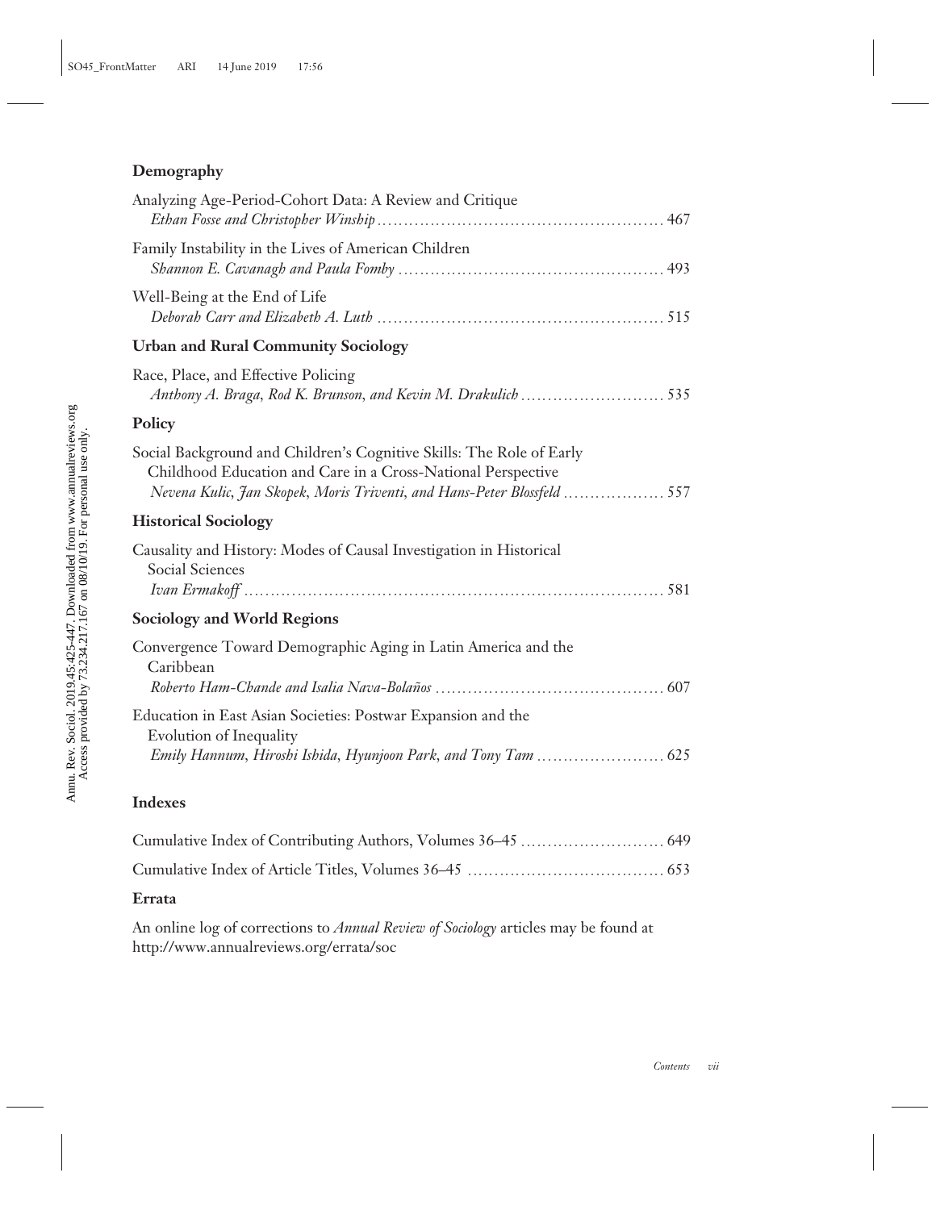## Demography

Analyzing Age-Period-Cohort Data: A Review and Critique
*Ethan Fosse and Christopher Winship* ............ 467

Family Instability in the Lives of American Children
*Shannon E. Cavanagh and Paula Fomby* ............ 493

Well-Being at the End of Life
*Deborah Carr and Elizabeth A. Luth* ............ 515

## Urban and Rural Community Sociology

Race, Place, and Effective Policing
*Anthony A. Braga, Rod K. Brunson, and Kevin M. Drakulich* ............ 535

## Policy

Social Background and Children's Cognitive Skills: The Role of Early Childhood Education and Care in a Cross-National Perspective
*Nevena Kulic, Jan Skopek, Moris Triventi, and Hans-Peter Blossfeld* ............ 557

## Historical Sociology

Causality and History: Modes of Causal Investigation in Historical Social Sciences
*Ivan Ermakoff* ............ 581

## Sociology and World Regions

Convergence Toward Demographic Aging in Latin America and the Caribbean
*Roberto Ham-Chande and Isalia Nava-Bolaños* ............ 607

Education in East Asian Societies: Postwar Expansion and the Evolution of Inequality
*Emily Hannum, Hiroshi Ishida, Hyunjoon Park, and Tony Tam* ............ 625

## Indexes

Cumulative Index of Contributing Authors, Volumes 36–45 ............ 649

Cumulative Index of Article Titles, Volumes 36–45 ............ 653

## Errata

An online log of corrections to *Annual Review of Sociology* articles may be found at http://www.annualreviews.org/errata/soc